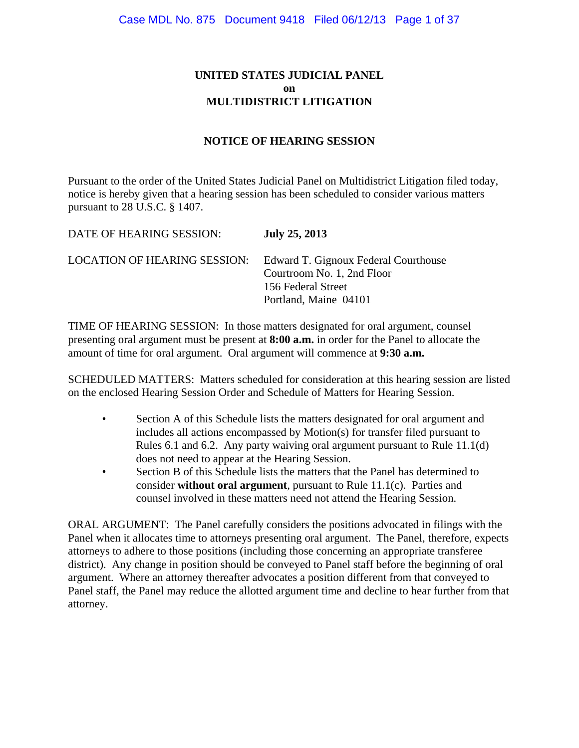# UNITED STATES JUDICIAL PANEL
# on
# MULTIDISTRICT LITIGATION

## NOTICE OF HEARING SESSION

Pursuant to the order of the United States Judicial Panel on Multidistrict Litigation filed today, notice is hereby given that a hearing session has been scheduled to consider various matters pursuant to 28 U.S.C. § 1407.

DATE OF HEARING SESSION: **July 25, 2013**

LOCATION OF HEARING SESSION: Edward T. Gignoux Federal Courthouse
Courtroom No. 1, 2nd Floor
156 Federal Street
Portland, Maine 04101

TIME OF HEARING SESSION: In those matters designated for oral argument, counsel presenting oral argument must be present at **8:00 a.m.** in order for the Panel to allocate the amount of time for oral argument. Oral argument will commence at **9:30 a.m.**

SCHEDULED MATTERS: Matters scheduled for consideration at this hearing session are listed on the enclosed Hearing Session Order and Schedule of Matters for Hearing Session.

- Section A of this Schedule lists the matters designated for oral argument and includes all actions encompassed by Motion(s) for transfer filed pursuant to Rules 6.1 and 6.2. Any party waiving oral argument pursuant to Rule 11.1(d) does not need to appear at the Hearing Session.
- Section B of this Schedule lists the matters that the Panel has determined to consider **without oral argument**, pursuant to Rule 11.1(c). Parties and counsel involved in these matters need not attend the Hearing Session.

ORAL ARGUMENT: The Panel carefully considers the positions advocated in filings with the Panel when it allocates time to attorneys presenting oral argument. The Panel, therefore, expects attorneys to adhere to those positions (including those concerning an appropriate transferee district). Any change in position should be conveyed to Panel staff before the beginning of oral argument. Where an attorney thereafter advocates a position different from that conveyed to Panel staff, the Panel may reduce the allotted argument time and decline to hear further from that attorney.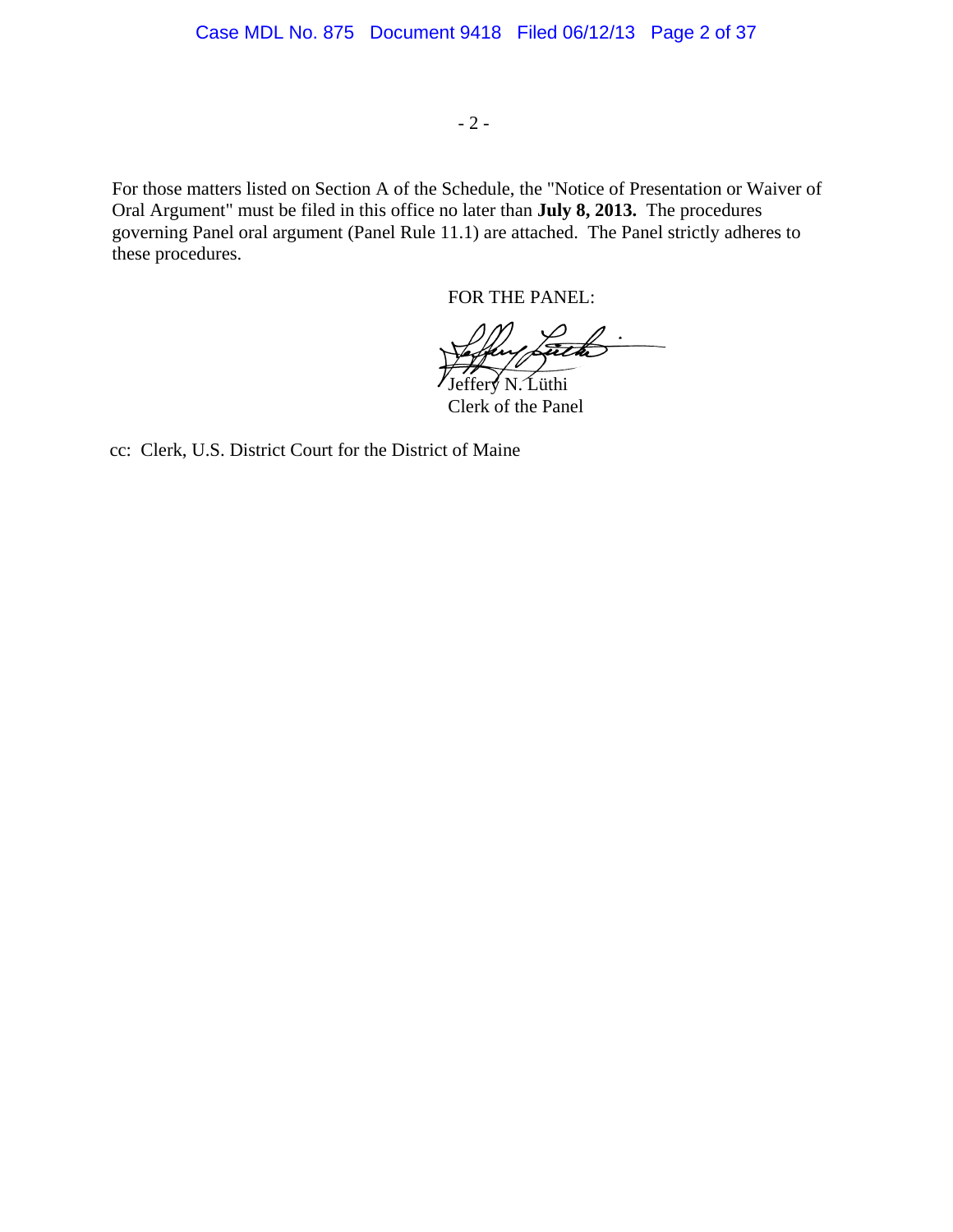For those matters listed on Section A of the Schedule, the "Notice of Presentation or Waiver of Oral Argument" must be filed in this office no later than **July 8, 2013.** The procedures governing Panel oral argument (Panel Rule 11.1) are attached. The Panel strictly adheres to these procedures.

FOR THE PANEL:

Jeffery N. Lüthi
Clerk of the Panel

cc: Clerk, U.S. District Court for the District of Maine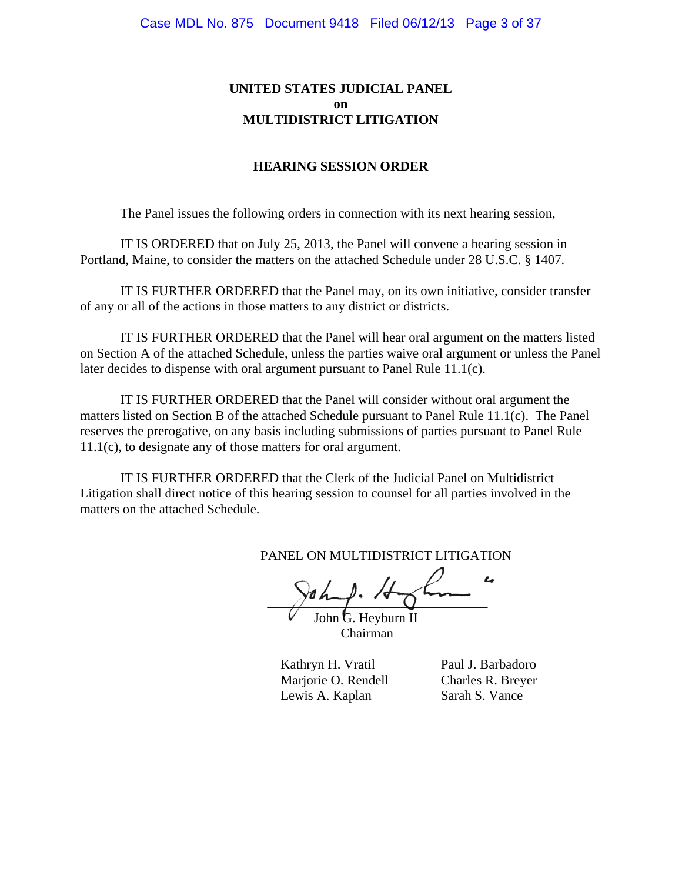**UNITED STATES JUDICIAL PANEL**
**on**
**MULTIDISTRICT LITIGATION**

**HEARING SESSION ORDER**

The Panel issues the following orders in connection with its next hearing session,

IT IS ORDERED that on July 25, 2013, the Panel will convene a hearing session in Portland, Maine, to consider the matters on the attached Schedule under 28 U.S.C. § 1407.

IT IS FURTHER ORDERED that the Panel may, on its own initiative, consider transfer of any or all of the actions in those matters to any district or districts.

IT IS FURTHER ORDERED that the Panel will hear oral argument on the matters listed on Section A of the attached Schedule, unless the parties waive oral argument or unless the Panel later decides to dispense with oral argument pursuant to Panel Rule 11.1(c).

IT IS FURTHER ORDERED that the Panel will consider without oral argument the matters listed on Section B of the attached Schedule pursuant to Panel Rule 11.1(c). The Panel reserves the prerogative, on any basis including submissions of parties pursuant to Panel Rule 11.1(c), to designate any of those matters for oral argument.

IT IS FURTHER ORDERED that the Clerk of the Judicial Panel on Multidistrict Litigation shall direct notice of this hearing session to counsel for all parties involved in the matters on the attached Schedule.

PANEL ON MULTIDISTRICT LITIGATION

John G. Heyburn II
Chairman

Kathryn H. Vratil
Marjorie O. Rendell
Lewis A. Kaplan
Paul J. Barbadoro
Charles R. Breyer
Sarah S. Vance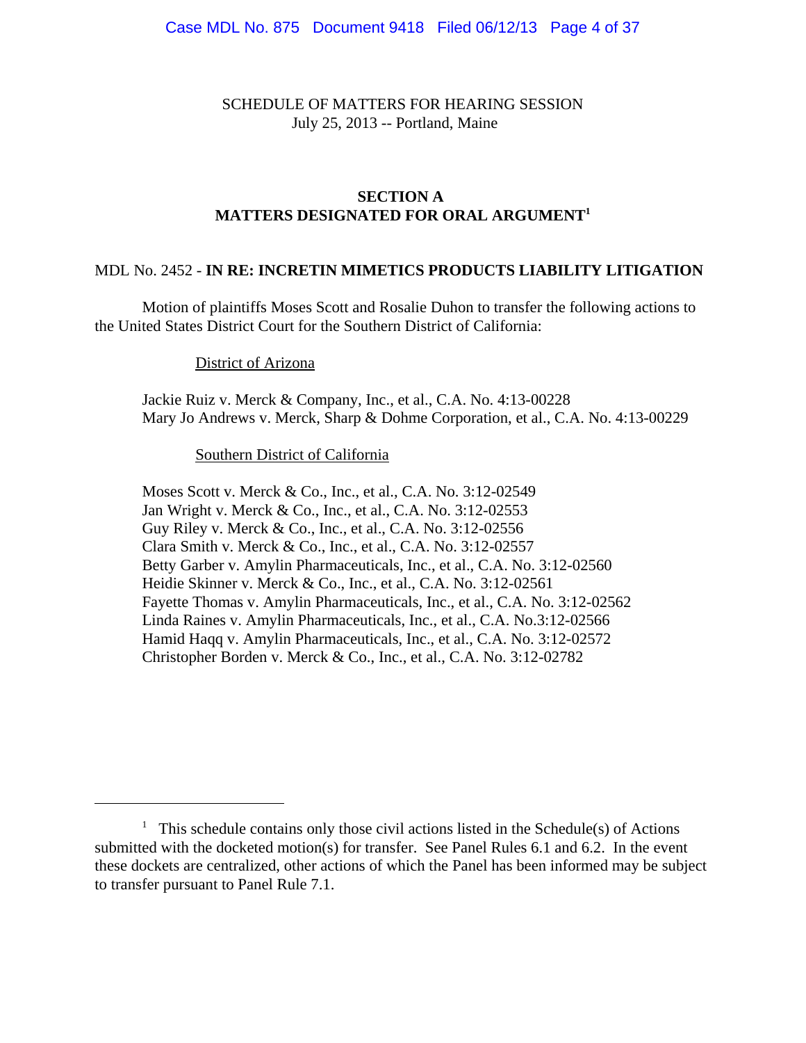SCHEDULE OF MATTERS FOR HEARING SESSION
July 25, 2013 -- Portland, Maine

## SECTION A
## MATTERS DESIGNATED FOR ORAL ARGUMENT[1]

MDL No. 2452 - **IN RE: INCRETIN MIMETICS PRODUCTS LIABILITY LITIGATION**

Motion of plaintiffs Moses Scott and Rosalie Duhon to transfer the following actions to the United States District Court for the Southern District of California:

District of Arizona

Jackie Ruiz v. Merck & Company, Inc., et al., C.A. No. 4:13-00228
Mary Jo Andrews v. Merck, Sharp & Dohme Corporation, et al., C.A. No. 4:13-00229

Southern District of California

Moses Scott v. Merck & Co., Inc., et al., C.A. No. 3:12-02549
Jan Wright v. Merck & Co., Inc., et al., C.A. No. 3:12-02553
Guy Riley v. Merck & Co., Inc., et al., C.A. No. 3:12-02556
Clara Smith v. Merck & Co., Inc., et al., C.A. No. 3:12-02557
Betty Garber v. Amylin Pharmaceuticals, Inc., et al., C.A. No. 3:12-02560
Heidie Skinner v. Merck & Co., Inc., et al., C.A. No. 3:12-02561
Fayette Thomas v. Amylin Pharmaceuticals, Inc., et al., C.A. No. 3:12-02562
Linda Raines v. Amylin Pharmaceuticals, Inc., et al., C.A. No.3:12-02566
Hamid Haqq v. Amylin Pharmaceuticals, Inc., et al., C.A. No. 3:12-02572
Christopher Borden v. Merck & Co., Inc., et al., C.A. No. 3:12-02782

---

[1] This schedule contains only those civil actions listed in the Schedule(s) of Actions submitted with the docketed motion(s) for transfer. See Panel Rules 6.1 and 6.2. In the event these dockets are centralized, other actions of which the Panel has been informed may be subject to transfer pursuant to Panel Rule 7.1.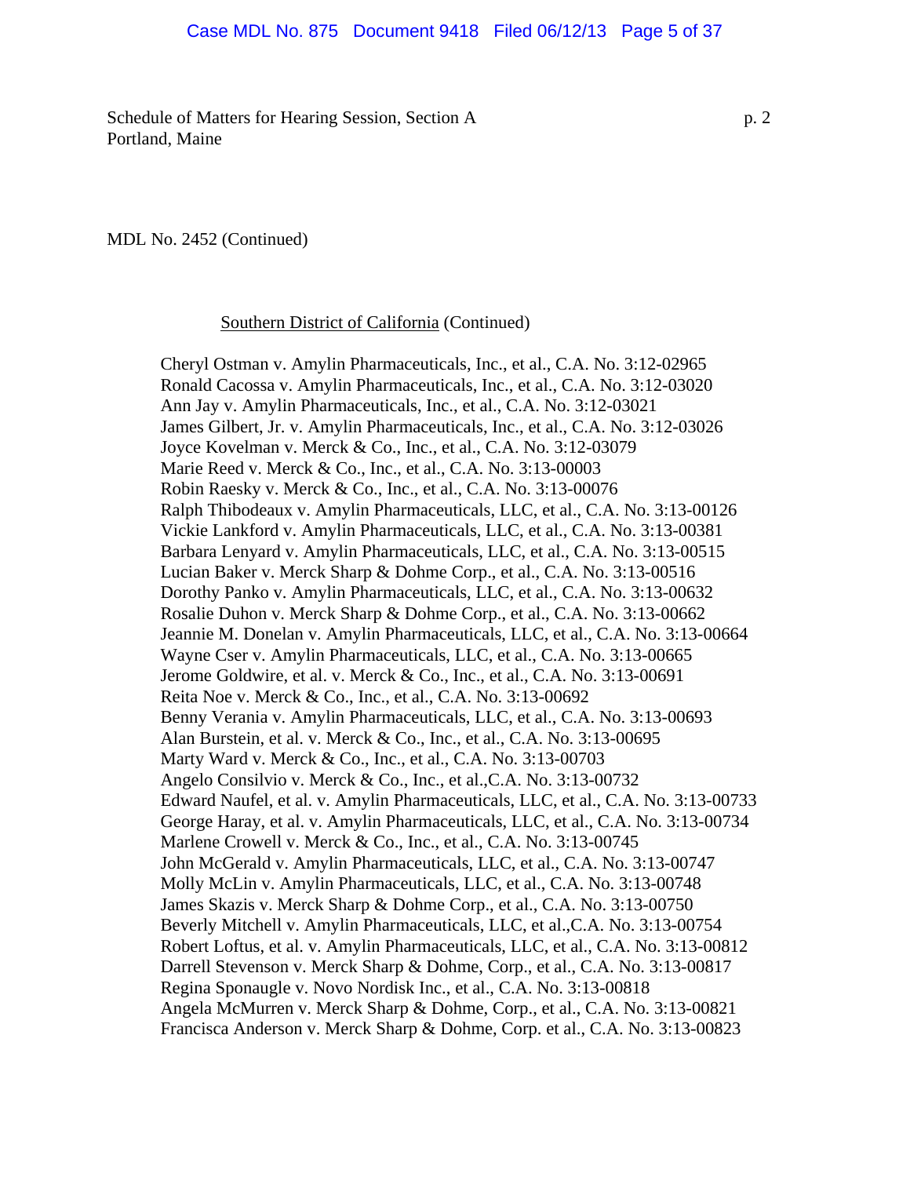Schedule of Matters for Hearing Session, Section A
Portland, Maine

MDL No. 2452 (Continued)

Southern District of California (Continued)

Cheryl Ostman v. Amylin Pharmaceuticals, Inc., et al., C.A. No. 3:12-02965
Ronald Cacossa v. Amylin Pharmaceuticals, Inc., et al., C.A. No. 3:12-03020
Ann Jay v. Amylin Pharmaceuticals, Inc., et al., C.A. No. 3:12-03021
James Gilbert, Jr. v. Amylin Pharmaceuticals, Inc., et al., C.A. No. 3:12-03026
Joyce Kovelman v. Merck & Co., Inc., et al., C.A. No. 3:12-03079
Marie Reed v. Merck & Co., Inc., et al., C.A. No. 3:13-00003
Robin Raesky v. Merck & Co., Inc., et al., C.A. No. 3:13-00076
Ralph Thibodeaux v. Amylin Pharmaceuticals, LLC, et al., C.A. No. 3:13-00126
Vickie Lankford v. Amylin Pharmaceuticals, LLC, et al., C.A. No. 3:13-00381
Barbara Lenyard v. Amylin Pharmaceuticals, LLC, et al., C.A. No. 3:13-00515
Lucian Baker v. Merck Sharp & Dohme Corp., et al., C.A. No. 3:13-00516
Dorothy Panko v. Amylin Pharmaceuticals, LLC, et al., C.A. No. 3:13-00632
Rosalie Duhon v. Merck Sharp & Dohme Corp., et al., C.A. No. 3:13-00662
Jeannie M. Donelan v. Amylin Pharmaceuticals, LLC, et al., C.A. No. 3:13-00664
Wayne Cser v. Amylin Pharmaceuticals, LLC, et al., C.A. No. 3:13-00665
Jerome Goldwire, et al. v. Merck & Co., Inc., et al., C.A. No. 3:13-00691
Reita Noe v. Merck & Co., Inc., et al., C.A. No. 3:13-00692
Benny Verania v. Amylin Pharmaceuticals, LLC, et al., C.A. No. 3:13-00693
Alan Burstein, et al. v. Merck & Co., Inc., et al., C.A. No. 3:13-00695
Marty Ward v. Merck & Co., Inc., et al., C.A. No. 3:13-00703
Angelo Consilvio v. Merck & Co., Inc., et al.,C.A. No. 3:13-00732
Edward Naufel, et al. v. Amylin Pharmaceuticals, LLC, et al., C.A. No. 3:13-00733
George Haray, et al. v. Amylin Pharmaceuticals, LLC, et al., C.A. No. 3:13-00734
Marlene Crowell v. Merck & Co., Inc., et al., C.A. No. 3:13-00745
John McGerald v. Amylin Pharmaceuticals, LLC, et al., C.A. No. 3:13-00747
Molly McLin v. Amylin Pharmaceuticals, LLC, et al., C.A. No. 3:13-00748
James Skazis v. Merck Sharp & Dohme Corp., et al., C.A. No. 3:13-00750
Beverly Mitchell v. Amylin Pharmaceuticals, LLC, et al.,C.A. No. 3:13-00754
Robert Loftus, et al. v. Amylin Pharmaceuticals, LLC, et al., C.A. No. 3:13-00812
Darrell Stevenson v. Merck Sharp & Dohme, Corp., et al., C.A. No. 3:13-00817
Regina Sponaugle v. Novo Nordisk Inc., et al., C.A. No. 3:13-00818
Angela McMurren v. Merck Sharp & Dohme, Corp., et al., C.A. No. 3:13-00821
Francisca Anderson v. Merck Sharp & Dohme, Corp. et al., C.A. No. 3:13-00823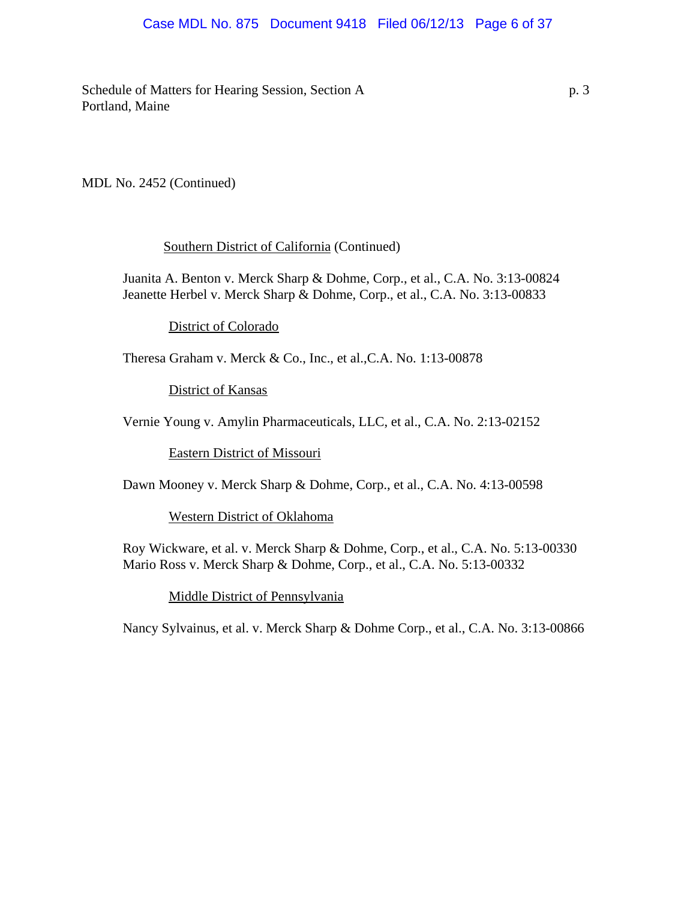Schedule of Matters for Hearing Session, Section A
Portland, Maine

MDL No. 2452 (Continued)

Southern District of California (Continued)

Juanita A. Benton v. Merck Sharp & Dohme, Corp., et al., C.A. No. 3:13-00824
Jeanette Herbel v. Merck Sharp & Dohme, Corp., et al., C.A. No. 3:13-00833

District of Colorado

Theresa Graham v. Merck & Co., Inc., et al.,C.A. No. 1:13-00878

District of Kansas

Vernie Young v. Amylin Pharmaceuticals, LLC, et al., C.A. No. 2:13-02152

Eastern District of Missouri

Dawn Mooney v. Merck Sharp & Dohme, Corp., et al., C.A. No. 4:13-00598

Western District of Oklahoma

Roy Wickware, et al. v. Merck Sharp & Dohme, Corp., et al., C.A. No. 5:13-00330
Mario Ross v. Merck Sharp & Dohme, Corp., et al., C.A. No. 5:13-00332

Middle District of Pennsylvania

Nancy Sylvainus, et al. v. Merck Sharp & Dohme Corp., et al., C.A. No. 3:13-00866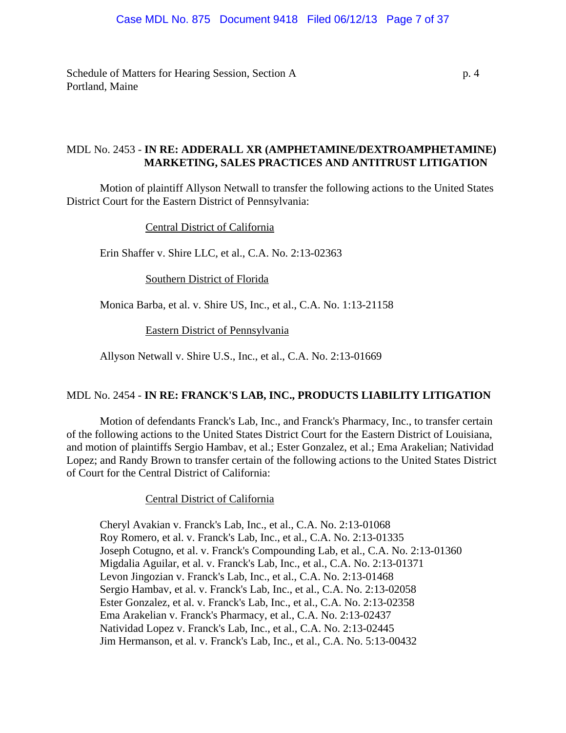Schedule of Matters for Hearing Session, Section A
Portland, Maine

MDL No. 2453 - **IN RE: ADDERALL XR (AMPHETAMINE/DEXTROAMPHETAMINE) MARKETING, SALES PRACTICES AND ANTITRUST LITIGATION**

Motion of plaintiff Allyson Netwall to transfer the following actions to the United States District Court for the Eastern District of Pennsylvania:

Central District of California

Erin Shaffer v. Shire LLC, et al., C.A. No. 2:13-02363

Southern District of Florida

Monica Barba, et al. v. Shire US, Inc., et al., C.A. No. 1:13-21158

Eastern District of Pennsylvania

Allyson Netwall v. Shire U.S., Inc., et al., C.A. No. 2:13-01669

MDL No. 2454 - **IN RE: FRANCK'S LAB, INC., PRODUCTS LIABILITY LITIGATION**

Motion of defendants Franck's Lab, Inc., and Franck's Pharmacy, Inc., to transfer certain of the following actions to the United States District Court for the Eastern District of Louisiana, and motion of plaintiffs Sergio Hambav, et al.; Ester Gonzalez, et al.; Ema Arakelian; Natividad Lopez; and Randy Brown to transfer certain of the following actions to the United States District of Court for the Central District of California:

Central District of California

Cheryl Avakian v. Franck's Lab, Inc., et al., C.A. No. 2:13-01068
Roy Romero, et al. v. Franck's Lab, Inc., et al., C.A. No. 2:13-01335
Joseph Cotugno, et al. v. Franck's Compounding Lab, et al., C.A. No. 2:13-01360
Migdalia Aguilar, et al. v. Franck's Lab, Inc., et al., C.A. No. 2:13-01371
Levon Jingozian v. Franck's Lab, Inc., et al., C.A. No. 2:13-01468
Sergio Hambav, et al. v. Franck's Lab, Inc., et al., C.A. No. 2:13-02058
Ester Gonzalez, et al. v. Franck's Lab, Inc., et al., C.A. No. 2:13-02358
Ema Arakelian v. Franck's Pharmacy, et al., C.A. No. 2:13-02437
Natividad Lopez v. Franck's Lab, Inc., et al., C.A. No. 2:13-02445
Jim Hermanson, et al. v. Franck's Lab, Inc., et al., C.A. No. 5:13-00432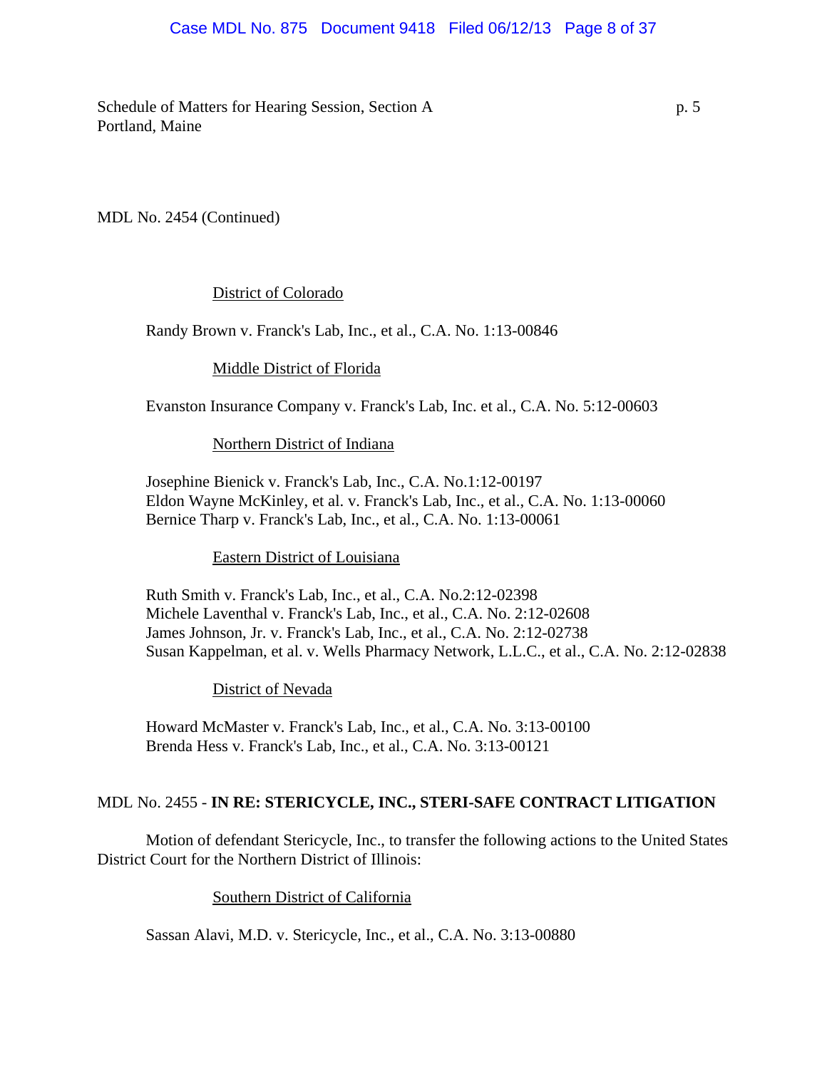MDL No. 2454 (Continued)

District of Colorado

Randy Brown v. Franck's Lab, Inc., et al., C.A. No. 1:13-00846

Middle District of Florida

Evanston Insurance Company v. Franck's Lab, Inc. et al., C.A. No. 5:12-00603

Northern District of Indiana

Josephine Bienick v. Franck's Lab, Inc., C.A. No.1:12-00197
Eldon Wayne McKinley, et al. v. Franck's Lab, Inc., et al., C.A. No. 1:13-00060
Bernice Tharp v. Franck's Lab, Inc., et al., C.A. No. 1:13-00061

Eastern District of Louisiana

Ruth Smith v. Franck's Lab, Inc., et al., C.A. No.2:12-02398
Michele Laventhal v. Franck's Lab, Inc., et al., C.A. No. 2:12-02608
James Johnson, Jr. v. Franck's Lab, Inc., et al., C.A. No. 2:12-02738
Susan Kappelman, et al. v. Wells Pharmacy Network, L.L.C., et al., C.A. No. 2:12-02838

District of Nevada

Howard McMaster v. Franck's Lab, Inc., et al., C.A. No. 3:13-00100
Brenda Hess v. Franck's Lab, Inc., et al., C.A. No. 3:13-00121

MDL No. 2455 - **IN RE: STERICYCLE, INC., STERI-SAFE CONTRACT LITIGATION**

Motion of defendant Stericycle, Inc., to transfer the following actions to the United States District Court for the Northern District of Illinois:

Southern District of California

Sassan Alavi, M.D. v. Stericycle, Inc., et al., C.A. No. 3:13-00880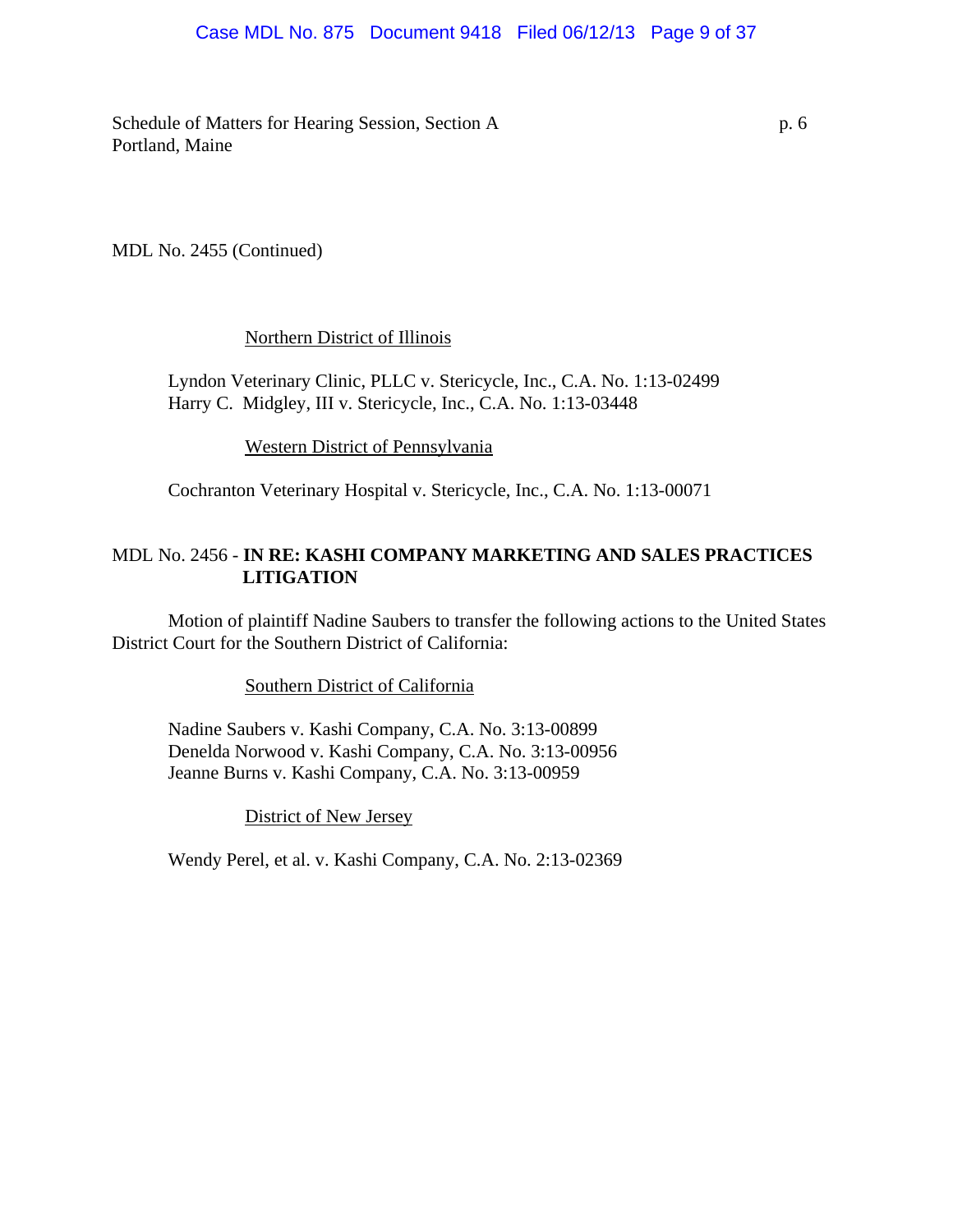MDL No. 2455 (Continued)

Northern District of Illinois

Lyndon Veterinary Clinic, PLLC v. Stericycle, Inc., C.A. No. 1:13-02499
Harry C. Midgley, III v. Stericycle, Inc., C.A. No. 1:13-03448

Western District of Pennsylvania

Cochranton Veterinary Hospital v. Stericycle, Inc., C.A. No. 1:13-00071

MDL No. 2456 - **IN RE: KASHI COMPANY MARKETING AND SALES PRACTICES LITIGATION**

Motion of plaintiff Nadine Saubers to transfer the following actions to the United States District Court for the Southern District of California:

Southern District of California

Nadine Saubers v. Kashi Company, C.A. No. 3:13-00899
Denelda Norwood v. Kashi Company, C.A. No. 3:13-00956
Jeanne Burns v. Kashi Company, C.A. No. 3:13-00959

District of New Jersey

Wendy Perel, et al. v. Kashi Company, C.A. No. 2:13-02369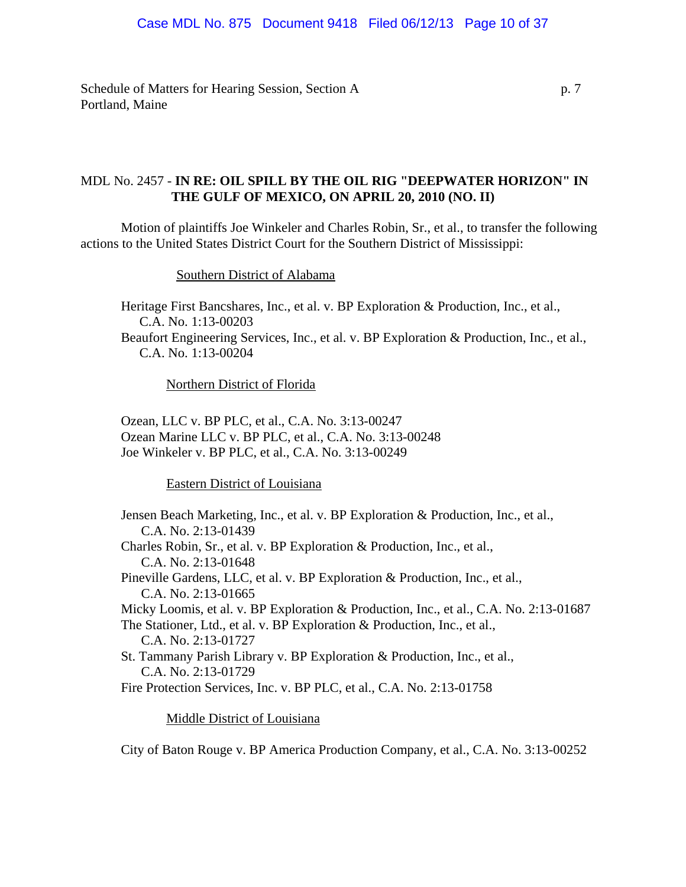MDL No. 2457 - **IN RE: OIL SPILL BY THE OIL RIG "DEEPWATER HORIZON" IN THE GULF OF MEXICO, ON APRIL 20, 2010 (NO. II)**

Motion of plaintiffs Joe Winkeler and Charles Robin, Sr., et al., to transfer the following actions to the United States District Court for the Southern District of Mississippi:

Southern District of Alabama

Heritage First Bancshares, Inc., et al. v. BP Exploration & Production, Inc., et al., C.A. No. 1:13-00203

Beaufort Engineering Services, Inc., et al. v. BP Exploration & Production, Inc., et al., C.A. No. 1:13-00204

Northern District of Florida

Ozean, LLC v. BP PLC, et al., C.A. No. 3:13-00247

Ozean Marine LLC v. BP PLC, et al., C.A. No. 3:13-00248

Joe Winkeler v. BP PLC, et al., C.A. No. 3:13-00249

Eastern District of Louisiana

Jensen Beach Marketing, Inc., et al. v. BP Exploration & Production, Inc., et al., C.A. No. 2:13-01439

Charles Robin, Sr., et al. v. BP Exploration & Production, Inc., et al., C.A. No. 2:13-01648

Pineville Gardens, LLC, et al. v. BP Exploration & Production, Inc., et al., C.A. No. 2:13-01665

Micky Loomis, et al. v. BP Exploration & Production, Inc., et al., C.A. No. 2:13-01687

The Stationer, Ltd., et al. v. BP Exploration & Production, Inc., et al., C.A. No. 2:13-01727

St. Tammany Parish Library v. BP Exploration & Production, Inc., et al., C.A. No. 2:13-01729

Fire Protection Services, Inc. v. BP PLC, et al., C.A. No. 2:13-01758

Middle District of Louisiana

City of Baton Rouge v. BP America Production Company, et al., C.A. No. 3:13-00252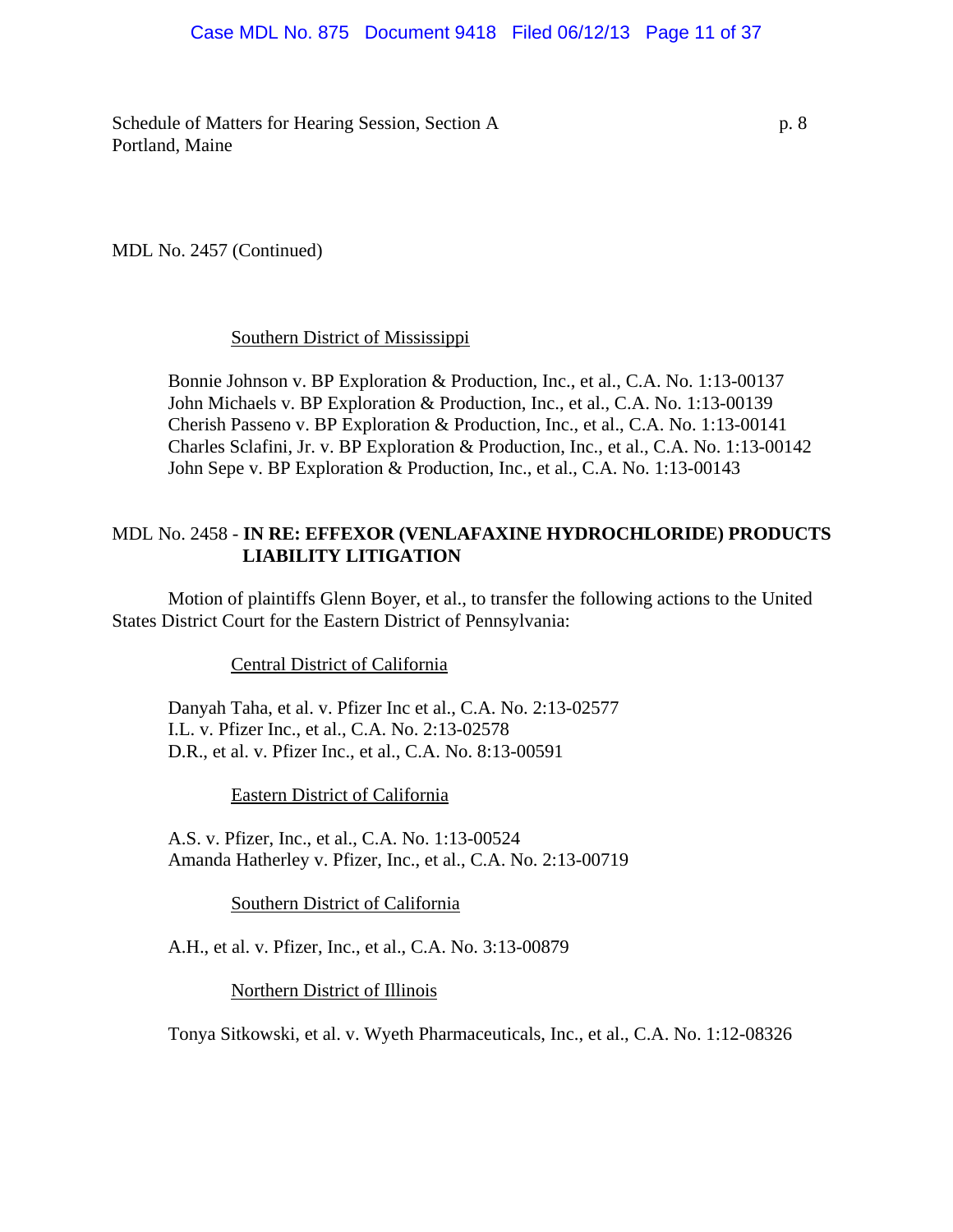MDL No. 2457 (Continued)

Southern District of Mississippi

Bonnie Johnson v. BP Exploration & Production, Inc., et al., C.A. No. 1:13-00137
John Michaels v. BP Exploration & Production, Inc., et al., C.A. No. 1:13-00139
Cherish Passeno v. BP Exploration & Production, Inc., et al., C.A. No. 1:13-00141
Charles Sclafini, Jr. v. BP Exploration & Production, Inc., et al., C.A. No. 1:13-00142
John Sepe v. BP Exploration & Production, Inc., et al., C.A. No. 1:13-00143

MDL No. 2458 - **IN RE: EFFEXOR (VENLAFAXINE HYDROCHLORIDE) PRODUCTS LIABILITY LITIGATION**

Motion of plaintiffs Glenn Boyer, et al., to transfer the following actions to the United States District Court for the Eastern District of Pennsylvania:

Central District of California

Danyah Taha, et al. v. Pfizer Inc et al., C.A. No. 2:13-02577
I.L. v. Pfizer Inc., et al., C.A. No. 2:13-02578
D.R., et al. v. Pfizer Inc., et al., C.A. No. 8:13-00591

Eastern District of California

A.S. v. Pfizer, Inc., et al., C.A. No. 1:13-00524
Amanda Hatherley v. Pfizer, Inc., et al., C.A. No. 2:13-00719

Southern District of California

A.H., et al. v. Pfizer, Inc., et al., C.A. No. 3:13-00879

Northern District of Illinois

Tonya Sitkowski, et al. v. Wyeth Pharmaceuticals, Inc., et al., C.A. No. 1:12-08326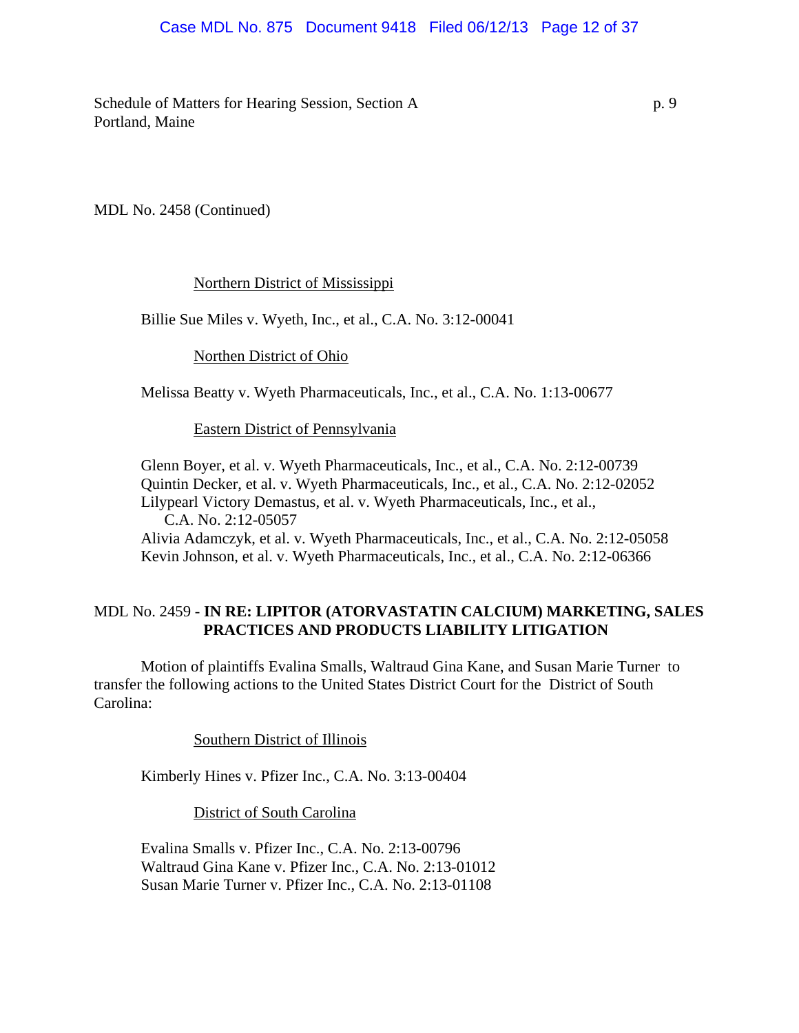MDL No. 2458 (Continued)

Northern District of Mississippi

Billie Sue Miles v. Wyeth, Inc., et al., C.A. No. 3:12-00041

Northen District of Ohio

Melissa Beatty v. Wyeth Pharmaceuticals, Inc., et al., C.A. No. 1:13-00677

Eastern District of Pennsylvania

Glenn Boyer, et al. v. Wyeth Pharmaceuticals, Inc., et al., C.A. No. 2:12-00739
Quintin Decker, et al. v. Wyeth Pharmaceuticals, Inc., et al., C.A. No. 2:12-02052
Lilypearl Victory Demastus, et al. v. Wyeth Pharmaceuticals, Inc., et al., C.A. No. 2:12-05057
Alivia Adamczyk, et al. v. Wyeth Pharmaceuticals, Inc., et al., C.A. No. 2:12-05058
Kevin Johnson, et al. v. Wyeth Pharmaceuticals, Inc., et al., C.A. No. 2:12-06366

MDL No. 2459 - **IN RE: LIPITOR (ATORVASTATIN CALCIUM) MARKETING, SALES PRACTICES AND PRODUCTS LIABILITY LITIGATION**

Motion of plaintiffs Evalina Smalls, Waltraud Gina Kane, and Susan Marie Turner to transfer the following actions to the United States District Court for the District of South Carolina:

Southern District of Illinois

Kimberly Hines v. Pfizer Inc., C.A. No. 3:13-00404

District of South Carolina

Evalina Smalls v. Pfizer Inc., C.A. No. 2:13-00796
Waltraud Gina Kane v. Pfizer Inc., C.A. No. 2:13-01012
Susan Marie Turner v. Pfizer Inc., C.A. No. 2:13-01108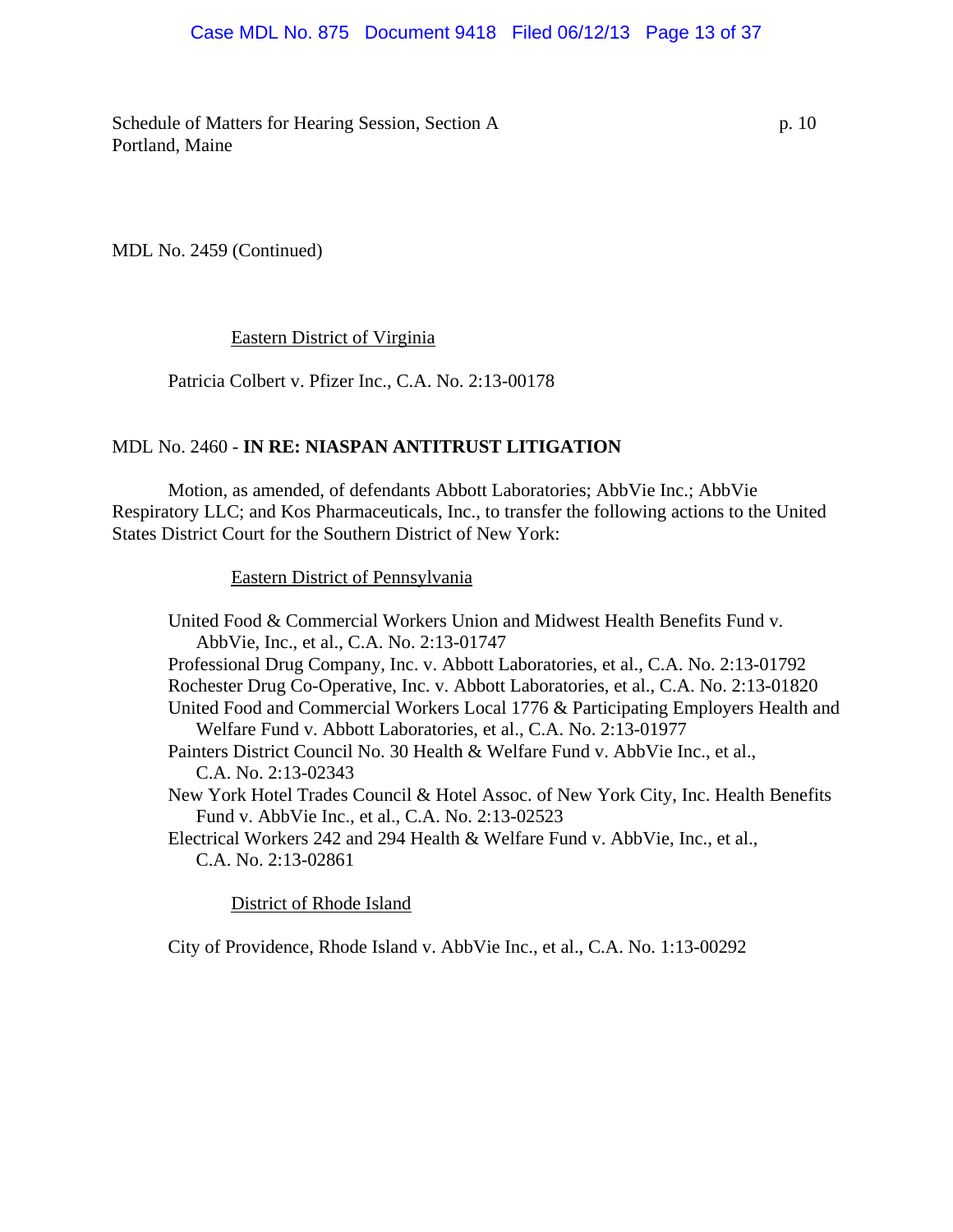MDL No. 2459 (Continued)

Eastern District of Virginia

Patricia Colbert v. Pfizer Inc., C.A. No. 2:13-00178

MDL No. 2460 - **IN RE: NIASPAN ANTITRUST LITIGATION**

Motion, as amended, of defendants Abbott Laboratories; AbbVie Inc.; AbbVie Respiratory LLC; and Kos Pharmaceuticals, Inc., to transfer the following actions to the United States District Court for the Southern District of New York:

Eastern District of Pennsylvania

United Food & Commercial Workers Union and Midwest Health Benefits Fund v. AbbVie, Inc., et al., C.A. No. 2:13-01747
Professional Drug Company, Inc. v. Abbott Laboratories, et al., C.A. No. 2:13-01792
Rochester Drug Co-Operative, Inc. v. Abbott Laboratories, et al., C.A. No. 2:13-01820
United Food and Commercial Workers Local 1776 & Participating Employers Health and Welfare Fund v. Abbott Laboratories, et al., C.A. No. 2:13-01977
Painters District Council No. 30 Health & Welfare Fund v. AbbVie Inc., et al., C.A. No. 2:13-02343
New York Hotel Trades Council & Hotel Assoc. of New York City, Inc. Health Benefits Fund v. AbbVie Inc., et al., C.A. No. 2:13-02523
Electrical Workers 242 and 294 Health & Welfare Fund v. AbbVie, Inc., et al., C.A. No. 2:13-02861

District of Rhode Island

City of Providence, Rhode Island v. AbbVie Inc., et al., C.A. No. 1:13-00292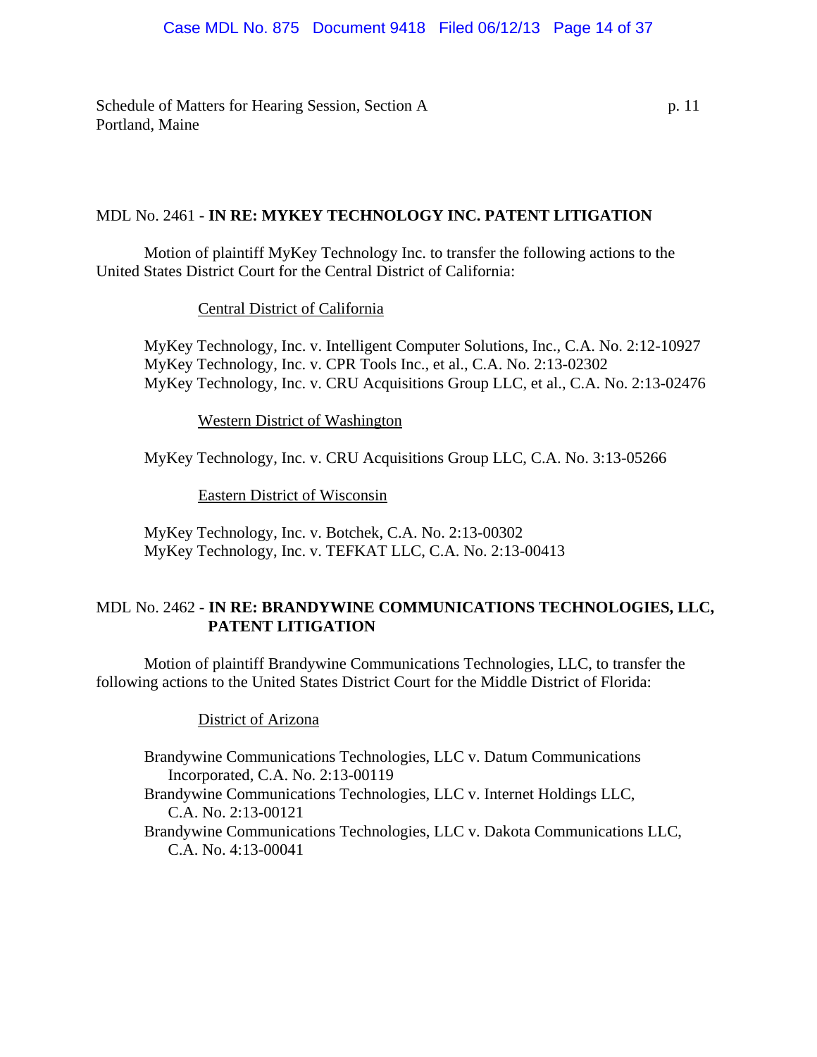Schedule of Matters for Hearing Session, Section A
Portland, Maine

## MDL No. 2461 - **IN RE: MYKEY TECHNOLOGY INC. PATENT LITIGATION**

Motion of plaintiff MyKey Technology Inc. to transfer the following actions to the United States District Court for the Central District of California:

Central District of California

MyKey Technology, Inc. v. Intelligent Computer Solutions, Inc., C.A. No. 2:12-10927
MyKey Technology, Inc. v. CPR Tools Inc., et al., C.A. No. 2:13-02302
MyKey Technology, Inc. v. CRU Acquisitions Group LLC, et al., C.A. No. 2:13-02476

Western District of Washington

MyKey Technology, Inc. v. CRU Acquisitions Group LLC, C.A. No. 3:13-05266

Eastern District of Wisconsin

MyKey Technology, Inc. v. Botchek, C.A. No. 2:13-00302
MyKey Technology, Inc. v. TEFKAT LLC, C.A. No. 2:13-00413

## MDL No. 2462 - **IN RE: BRANDYWINE COMMUNICATIONS TECHNOLOGIES, LLC, PATENT LITIGATION**

Motion of plaintiff Brandywine Communications Technologies, LLC, to transfer the following actions to the United States District Court for the Middle District of Florida:

District of Arizona

Brandywine Communications Technologies, LLC v. Datum Communications Incorporated, C.A. No. 2:13-00119
Brandywine Communications Technologies, LLC v. Internet Holdings LLC, C.A. No. 2:13-00121
Brandywine Communications Technologies, LLC v. Dakota Communications LLC, C.A. No. 4:13-00041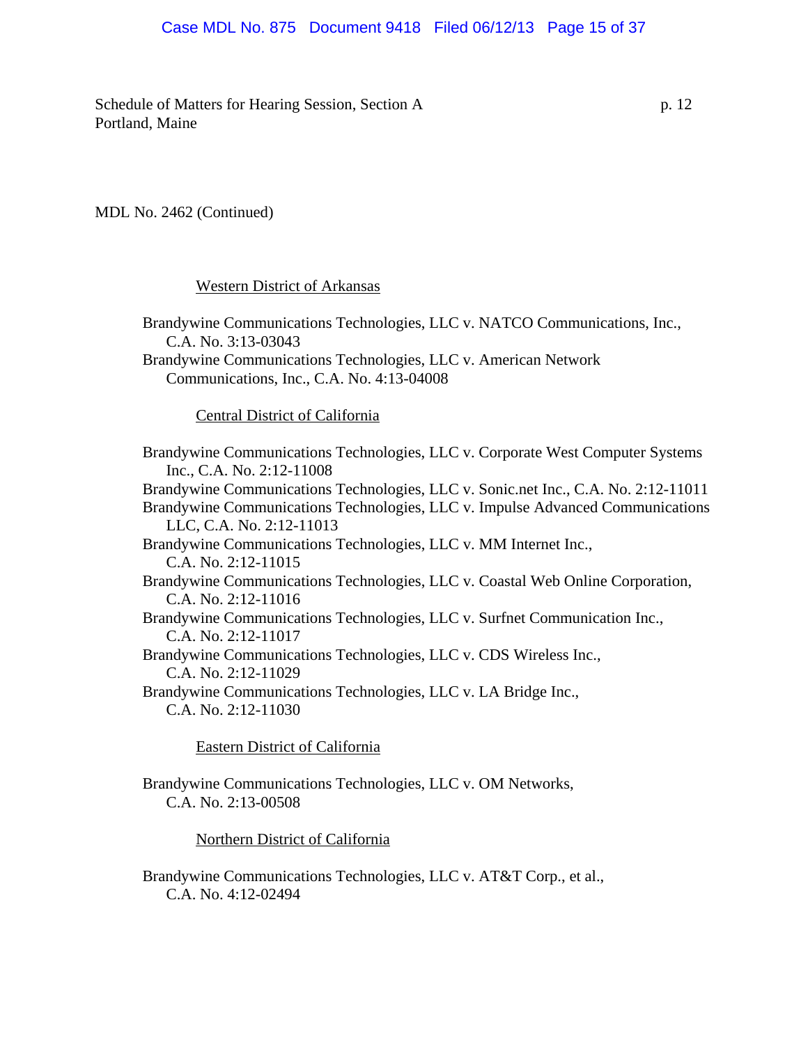Schedule of Matters for Hearing Session, Section A
Portland, Maine

MDL No. 2462 (Continued)

Western District of Arkansas

Brandywine Communications Technologies, LLC v. NATCO Communications, Inc., C.A. No. 3:13-03043

Brandywine Communications Technologies, LLC v. American Network Communications, Inc., C.A. No. 4:13-04008

Central District of California

Brandywine Communications Technologies, LLC v. Corporate West Computer Systems Inc., C.A. No. 2:12-11008

Brandywine Communications Technologies, LLC v. Sonic.net Inc., C.A. No. 2:12-11011

Brandywine Communications Technologies, LLC v. Impulse Advanced Communications LLC, C.A. No. 2:12-11013

Brandywine Communications Technologies, LLC v. MM Internet Inc., C.A. No. 2:12-11015

Brandywine Communications Technologies, LLC v. Coastal Web Online Corporation, C.A. No. 2:12-11016

Brandywine Communications Technologies, LLC v. Surfnet Communication Inc., C.A. No. 2:12-11017

Brandywine Communications Technologies, LLC v. CDS Wireless Inc., C.A. No. 2:12-11029

Brandywine Communications Technologies, LLC v. LA Bridge Inc., C.A. No. 2:12-11030

Eastern District of California

Brandywine Communications Technologies, LLC v. OM Networks, C.A. No. 2:13-00508

Northern District of California

Brandywine Communications Technologies, LLC v. AT&T Corp., et al., C.A. No. 4:12-02494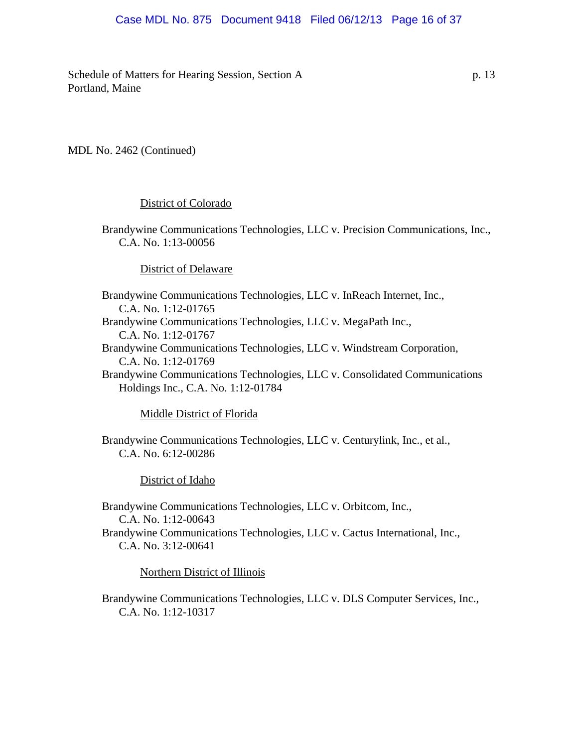Schedule of Matters for Hearing Session, Section A
Portland, Maine

MDL No. 2462 (Continued)

District of Colorado

Brandywine Communications Technologies, LLC v. Precision Communications, Inc., C.A. No. 1:13-00056

District of Delaware

Brandywine Communications Technologies, LLC v. InReach Internet, Inc., C.A. No. 1:12-01765

Brandywine Communications Technologies, LLC v. MegaPath Inc., C.A. No. 1:12-01767

Brandywine Communications Technologies, LLC v. Windstream Corporation, C.A. No. 1:12-01769

Brandywine Communications Technologies, LLC v. Consolidated Communications Holdings Inc., C.A. No. 1:12-01784

Middle District of Florida

Brandywine Communications Technologies, LLC v. Centurylink, Inc., et al., C.A. No. 6:12-00286

District of Idaho

Brandywine Communications Technologies, LLC v. Orbitcom, Inc., C.A. No. 1:12-00643

Brandywine Communications Technologies, LLC v. Cactus International, Inc., C.A. No. 3:12-00641

Northern District of Illinois

Brandywine Communications Technologies, LLC v. DLS Computer Services, Inc., C.A. No. 1:12-10317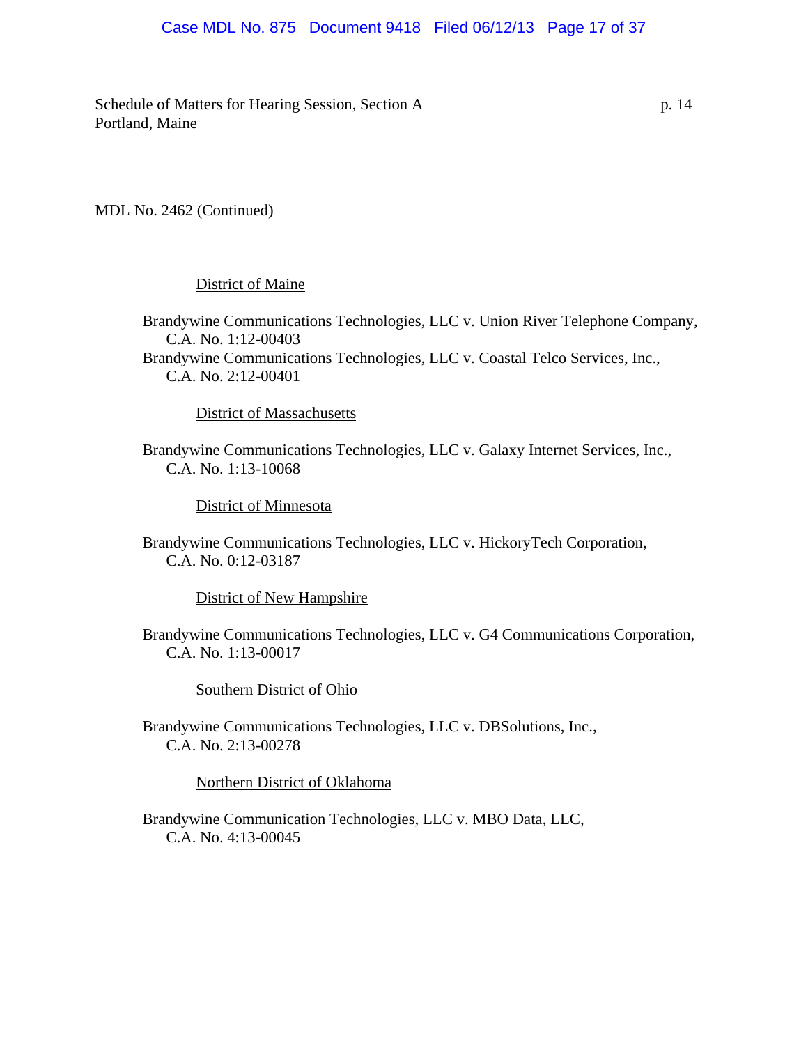MDL No. 2462 (Continued)

District of Maine

Brandywine Communications Technologies, LLC v. Union River Telephone Company, C.A. No. 1:12-00403

Brandywine Communications Technologies, LLC v. Coastal Telco Services, Inc., C.A. No. 2:12-00401

District of Massachusetts

Brandywine Communications Technologies, LLC v. Galaxy Internet Services, Inc., C.A. No. 1:13-10068

District of Minnesota

Brandywine Communications Technologies, LLC v. HickoryTech Corporation, C.A. No. 0:12-03187

District of New Hampshire

Brandywine Communications Technologies, LLC v. G4 Communications Corporation, C.A. No. 1:13-00017

Southern District of Ohio

Brandywine Communications Technologies, LLC v. DBSolutions, Inc., C.A. No. 2:13-00278

Northern District of Oklahoma

Brandywine Communication Technologies, LLC v. MBO Data, LLC, C.A. No. 4:13-00045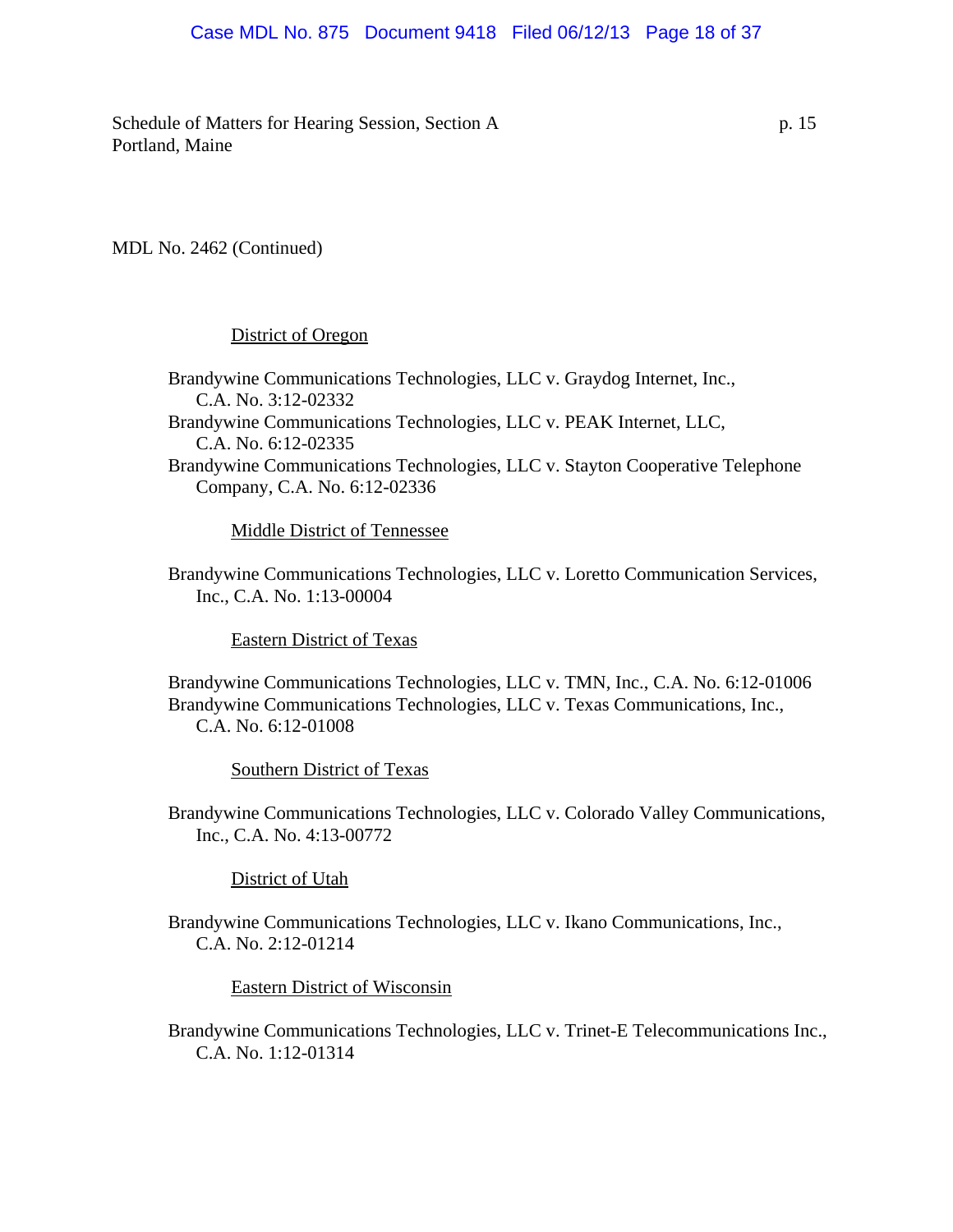MDL No. 2462 (Continued)

District of Oregon

Brandywine Communications Technologies, LLC v. Graydog Internet, Inc., C.A. No. 3:12-02332

Brandywine Communications Technologies, LLC v. PEAK Internet, LLC, C.A. No. 6:12-02335

Brandywine Communications Technologies, LLC v. Stayton Cooperative Telephone Company, C.A. No. 6:12-02336

Middle District of Tennessee

Brandywine Communications Technologies, LLC v. Loretto Communication Services, Inc., C.A. No. 1:13-00004

Eastern District of Texas

Brandywine Communications Technologies, LLC v. TMN, Inc., C.A. No. 6:12-01006

Brandywine Communications Technologies, LLC v. Texas Communications, Inc., C.A. No. 6:12-01008

Southern District of Texas

Brandywine Communications Technologies, LLC v. Colorado Valley Communications, Inc., C.A. No. 4:13-00772

District of Utah

Brandywine Communications Technologies, LLC v. Ikano Communications, Inc., C.A. No. 2:12-01214

Eastern District of Wisconsin

Brandywine Communications Technologies, LLC v. Trinet-E Telecommunications Inc., C.A. No. 1:12-01314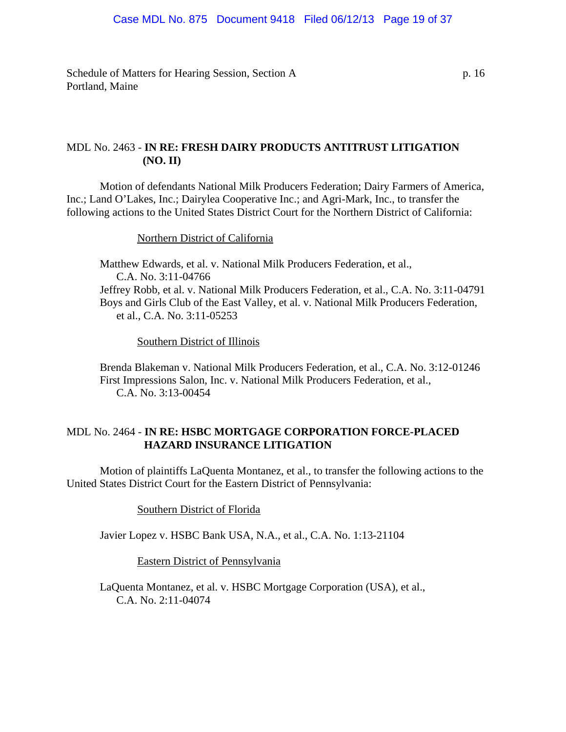## MDL No. 2463 - IN RE: FRESH DAIRY PRODUCTS ANTITRUST LITIGATION (NO. II)

Motion of defendants National Milk Producers Federation; Dairy Farmers of America, Inc.; Land O'Lakes, Inc.; Dairylea Cooperative Inc.; and Agri-Mark, Inc., to transfer the following actions to the United States District Court for the Northern District of California:

Northern District of California

Matthew Edwards, et al. v. National Milk Producers Federation, et al., C.A. No. 3:11-04766

Jeffrey Robb, et al. v. National Milk Producers Federation, et al., C.A. No. 3:11-04791

Boys and Girls Club of the East Valley, et al. v. National Milk Producers Federation, et al., C.A. No. 3:11-05253

Southern District of Illinois

Brenda Blakeman v. National Milk Producers Federation, et al., C.A. No. 3:12-01246

First Impressions Salon, Inc. v. National Milk Producers Federation, et al., C.A. No. 3:13-00454

## MDL No. 2464 - IN RE: HSBC MORTGAGE CORPORATION FORCE-PLACED HAZARD INSURANCE LITIGATION

Motion of plaintiffs LaQuenta Montanez, et al., to transfer the following actions to the United States District Court for the Eastern District of Pennsylvania:

Southern District of Florida

Javier Lopez v. HSBC Bank USA, N.A., et al., C.A. No. 1:13-21104

Eastern District of Pennsylvania

LaQuenta Montanez, et al. v. HSBC Mortgage Corporation (USA), et al., C.A. No. 2:11-04074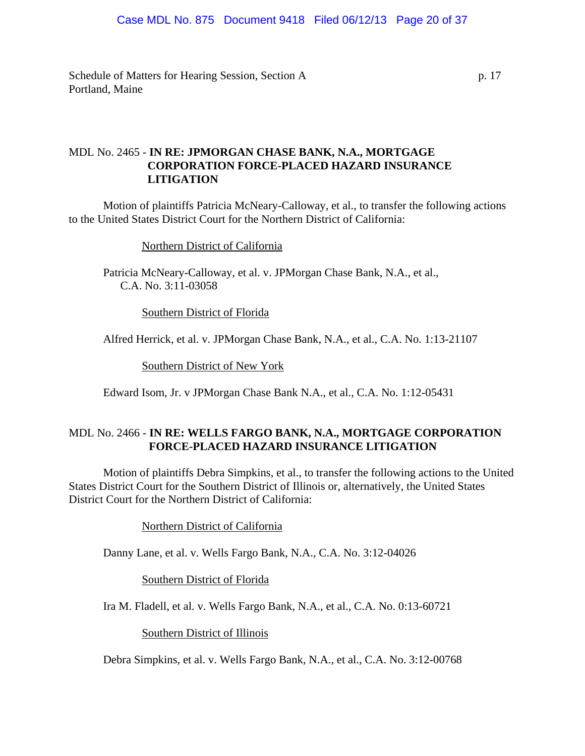## MDL No. 2465 - IN RE: JPMORGAN CHASE BANK, N.A., MORTGAGE CORPORATION FORCE-PLACED HAZARD INSURANCE LITIGATION

Motion of plaintiffs Patricia McNeary-Calloway, et al., to transfer the following actions to the United States District Court for the Northern District of California:

Northern District of California

Patricia McNeary-Calloway, et al. v. JPMorgan Chase Bank, N.A., et al., C.A. No. 3:11-03058

Southern District of Florida

Alfred Herrick, et al. v. JPMorgan Chase Bank, N.A., et al., C.A. No. 1:13-21107

Southern District of New York

Edward Isom, Jr. v JPMorgan Chase Bank N.A., et al., C.A. No. 1:12-05431

## MDL No. 2466 - IN RE: WELLS FARGO BANK, N.A., MORTGAGE CORPORATION FORCE-PLACED HAZARD INSURANCE LITIGATION

Motion of plaintiffs Debra Simpkins, et al., to transfer the following actions to the United States District Court for the Southern District of Illinois or, alternatively, the United States District Court for the Northern District of California:

Northern District of California

Danny Lane, et al. v. Wells Fargo Bank, N.A., C.A. No. 3:12-04026

Southern District of Florida

Ira M. Fladell, et al. v. Wells Fargo Bank, N.A., et al., C.A. No. 0:13-60721

Southern District of Illinois

Debra Simpkins, et al. v. Wells Fargo Bank, N.A., et al., C.A. No. 3:12-00768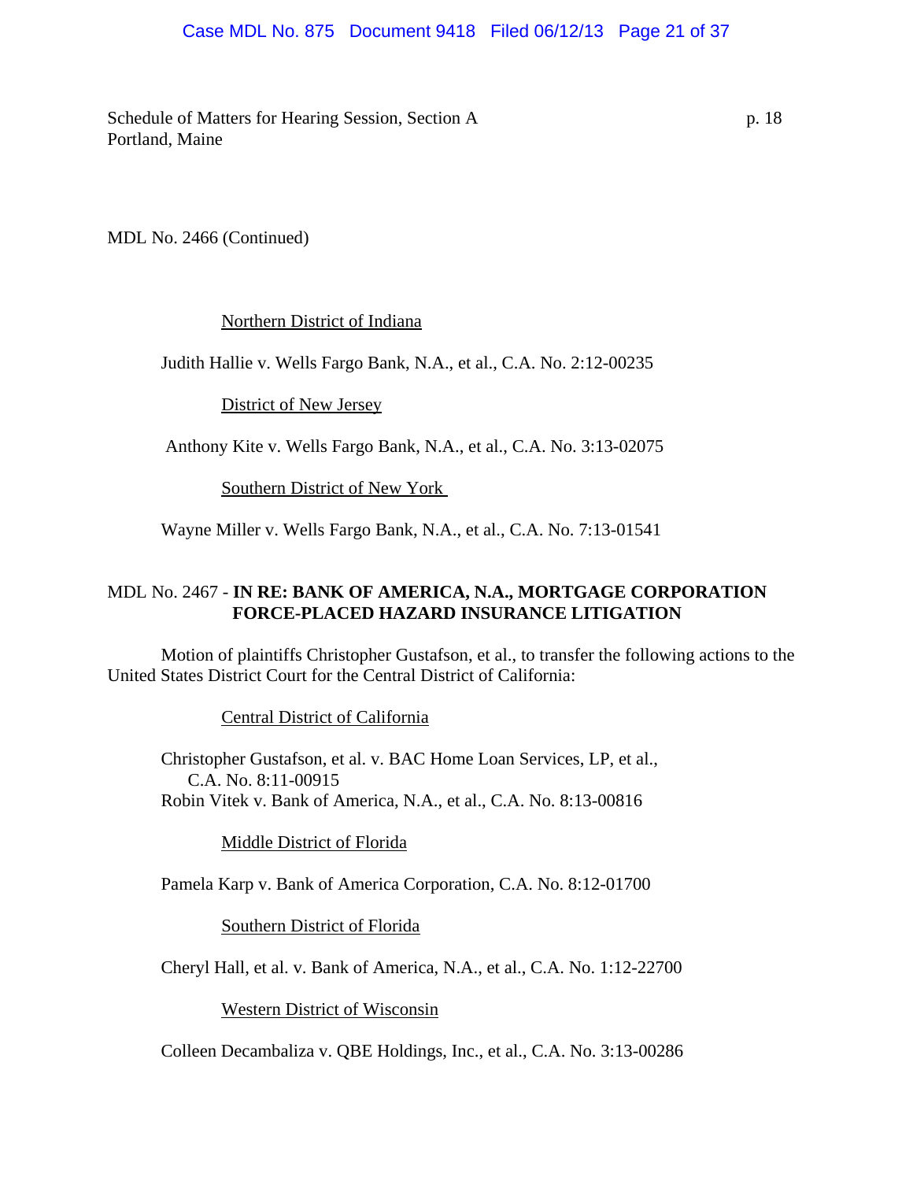MDL No. 2466 (Continued)

Northern District of Indiana

Judith Hallie v. Wells Fargo Bank, N.A., et al., C.A. No. 2:12-00235

District of New Jersey

Anthony Kite v. Wells Fargo Bank, N.A., et al., C.A. No. 3:13-02075

Southern District of New York

Wayne Miller v. Wells Fargo Bank, N.A., et al., C.A. No. 7:13-01541

MDL No. 2467 - **IN RE: BANK OF AMERICA, N.A., MORTGAGE CORPORATION FORCE-PLACED HAZARD INSURANCE LITIGATION**

Motion of plaintiffs Christopher Gustafson, et al., to transfer the following actions to the United States District Court for the Central District of California:

Central District of California

Christopher Gustafson, et al. v. BAC Home Loan Services, LP, et al., C.A. No. 8:11-00915
Robin Vitek v. Bank of America, N.A., et al., C.A. No. 8:13-00816

Middle District of Florida

Pamela Karp v. Bank of America Corporation, C.A. No. 8:12-01700

Southern District of Florida

Cheryl Hall, et al. v. Bank of America, N.A., et al., C.A. No. 1:12-22700

Western District of Wisconsin

Colleen Decambaliza v. QBE Holdings, Inc., et al., C.A. No. 3:13-00286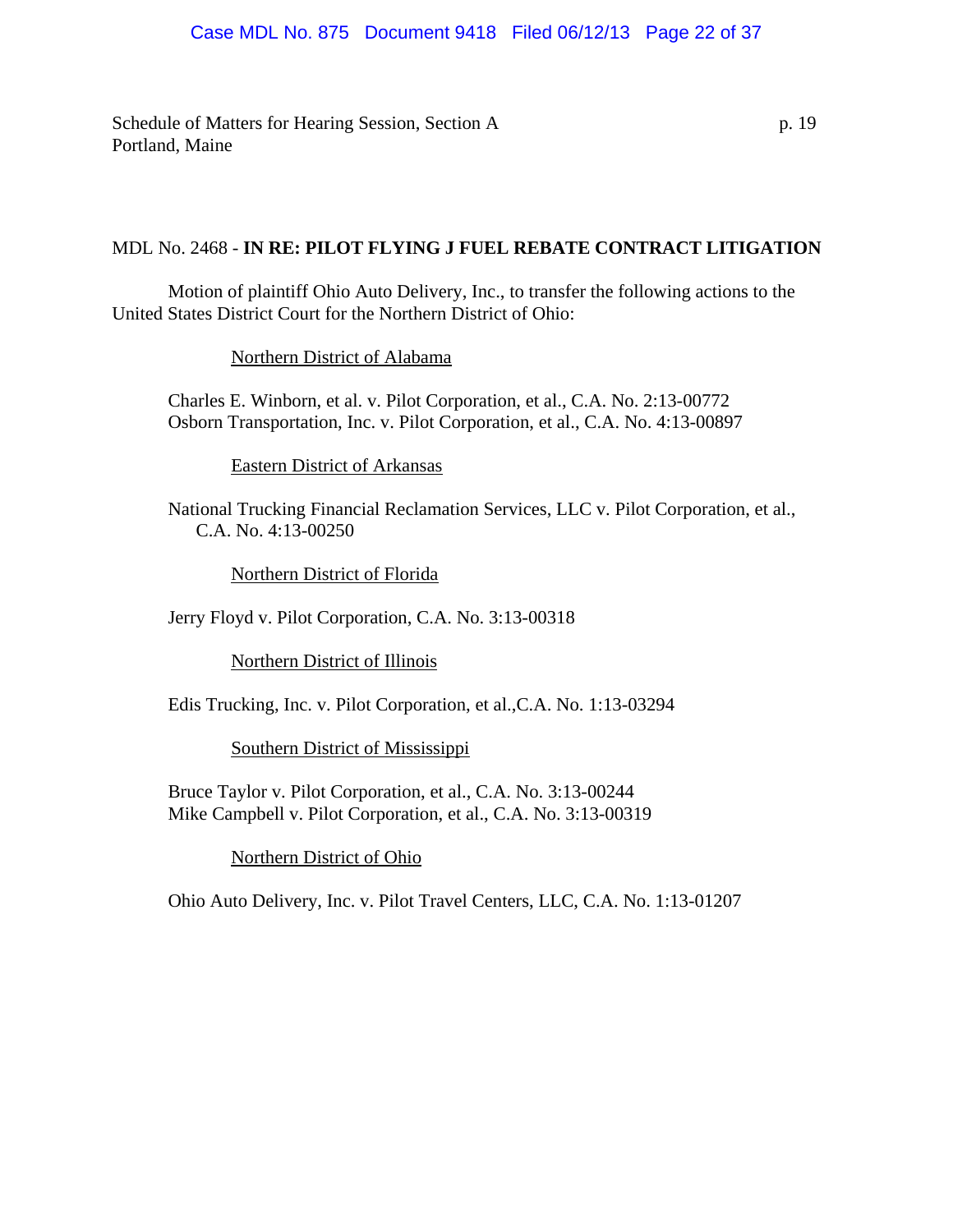MDL No. 2468 - **IN RE: PILOT FLYING J FUEL REBATE CONTRACT LITIGATION**

Motion of plaintiff Ohio Auto Delivery, Inc., to transfer the following actions to the United States District Court for the Northern District of Ohio:

Northern District of Alabama

Charles E. Winborn, et al. v. Pilot Corporation, et al., C.A. No. 2:13-00772
Osborn Transportation, Inc. v. Pilot Corporation, et al., C.A. No. 4:13-00897

Eastern District of Arkansas

National Trucking Financial Reclamation Services, LLC v. Pilot Corporation, et al., C.A. No. 4:13-00250

Northern District of Florida

Jerry Floyd v. Pilot Corporation, C.A. No. 3:13-00318

Northern District of Illinois

Edis Trucking, Inc. v. Pilot Corporation, et al.,C.A. No. 1:13-03294

Southern District of Mississippi

Bruce Taylor v. Pilot Corporation, et al., C.A. No. 3:13-00244
Mike Campbell v. Pilot Corporation, et al., C.A. No. 3:13-00319

Northern District of Ohio

Ohio Auto Delivery, Inc. v. Pilot Travel Centers, LLC, C.A. No. 1:13-01207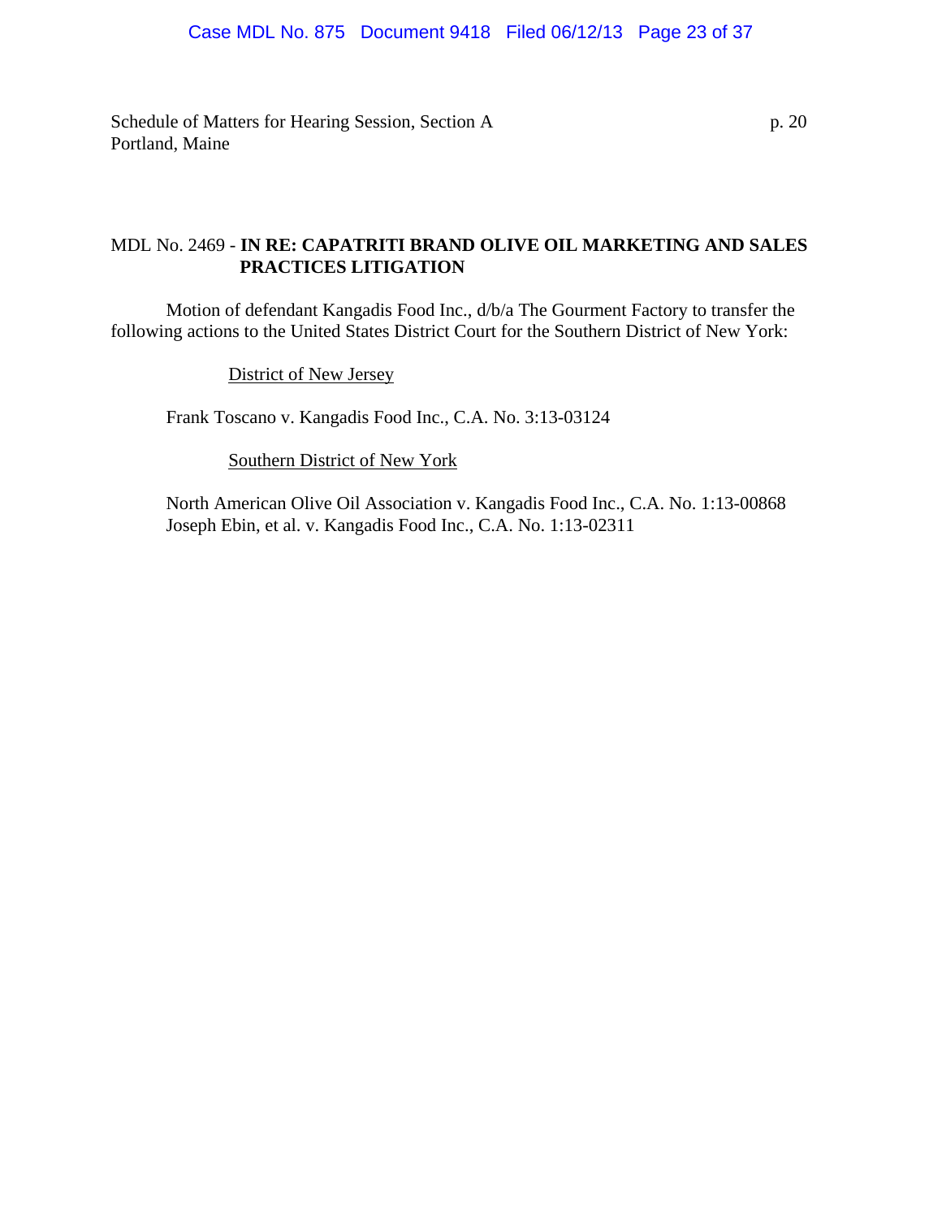## MDL No. 2469 - **IN RE: CAPATRITI BRAND OLIVE OIL MARKETING AND SALES PRACTICES LITIGATION**

Motion of defendant Kangadis Food Inc., d/b/a The Gourment Factory to transfer the following actions to the United States District Court for the Southern District of New York:

District of New Jersey

Frank Toscano v. Kangadis Food Inc., C.A. No. 3:13-03124

Southern District of New York

North American Olive Oil Association v. Kangadis Food Inc., C.A. No. 1:13-00868
Joseph Ebin, et al. v. Kangadis Food Inc., C.A. No. 1:13-02311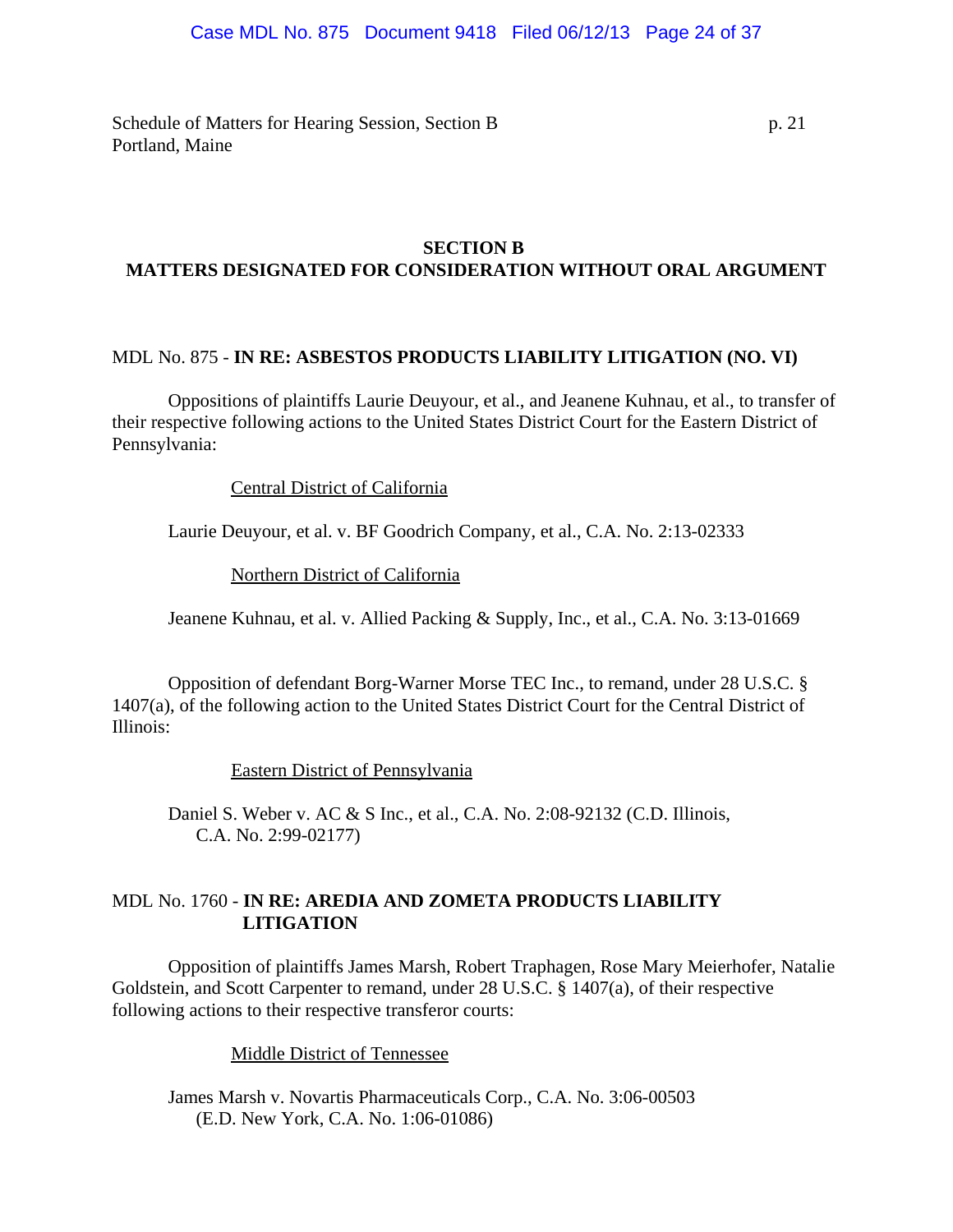Schedule of Matters for Hearing Session, Section B
Portland, Maine

## SECTION B
## MATTERS DESIGNATED FOR CONSIDERATION WITHOUT ORAL ARGUMENT

MDL No. 875 - **IN RE: ASBESTOS PRODUCTS LIABILITY LITIGATION (NO. VI)**

Oppositions of plaintiffs Laurie Deuyour, et al., and Jeanene Kuhnau, et al., to transfer of their respective following actions to the United States District Court for the Eastern District of Pennsylvania:

Central District of California

Laurie Deuyour, et al. v. BF Goodrich Company, et al., C.A. No. 2:13-02333

Northern District of California

Jeanene Kuhnau, et al. v. Allied Packing & Supply, Inc., et al., C.A. No. 3:13-01669

Opposition of defendant Borg-Warner Morse TEC Inc., to remand, under 28 U.S.C. § 1407(a), of the following action to the United States District Court for the Central District of Illinois:

Eastern District of Pennsylvania

Daniel S. Weber v. AC & S Inc., et al., C.A. No. 2:08-92132 (C.D. Illinois, C.A. No. 2:99-02177)

MDL No. 1760 - **IN RE: AREDIA AND ZOMETA PRODUCTS LIABILITY LITIGATION**

Opposition of plaintiffs James Marsh, Robert Traphagen, Rose Mary Meierhofer, Natalie Goldstein, and Scott Carpenter to remand, under 28 U.S.C. § 1407(a), of their respective following actions to their respective transferor courts:

Middle District of Tennessee

James Marsh v. Novartis Pharmaceuticals Corp., C.A. No. 3:06-00503 (E.D. New York, C.A. No. 1:06-01086)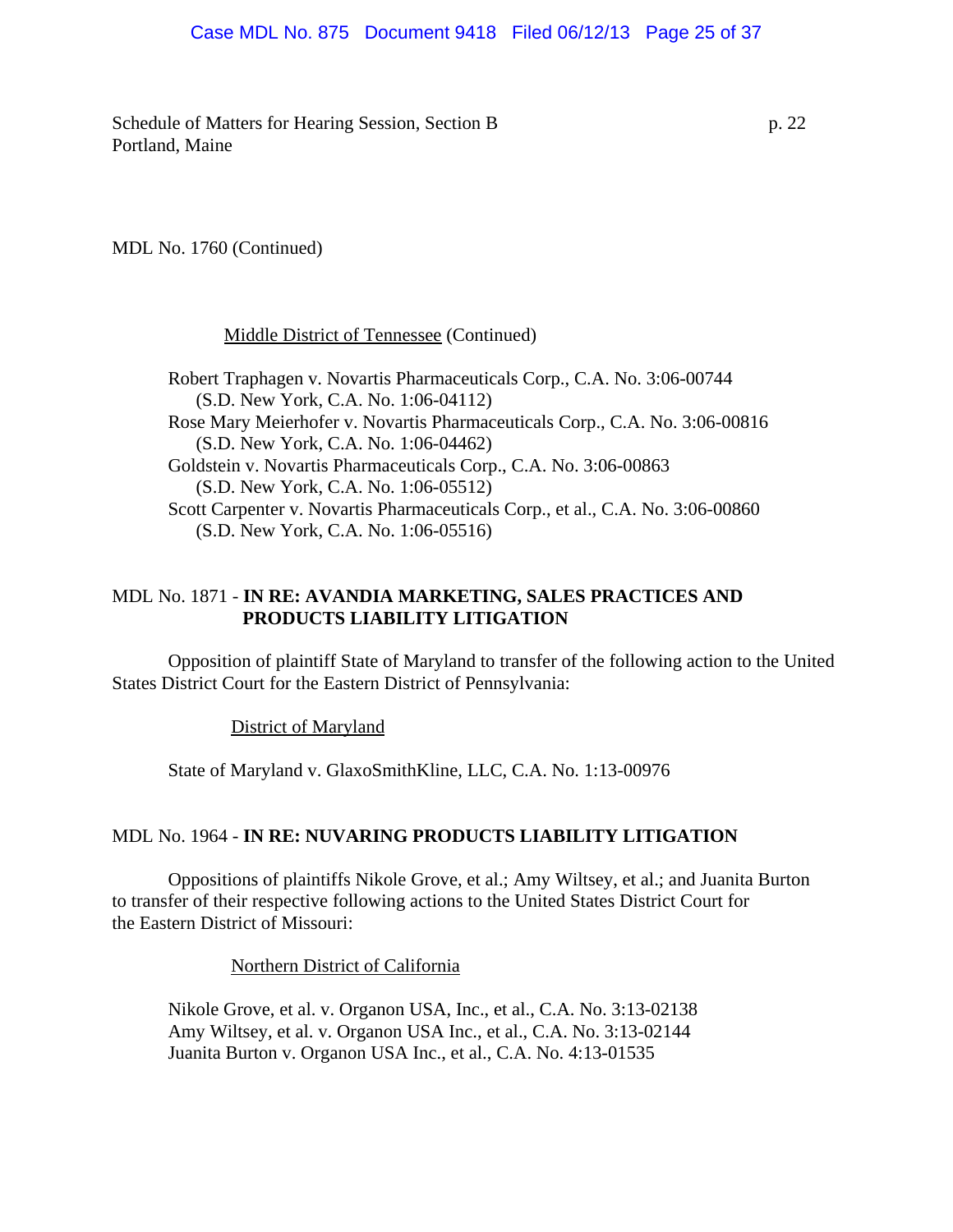MDL No. 1760 (Continued)

Middle District of Tennessee (Continued)

Robert Traphagen v. Novartis Pharmaceuticals Corp., C.A. No. 3:06-00744
(S.D. New York, C.A. No. 1:06-04112)
Rose Mary Meierhofer v. Novartis Pharmaceuticals Corp., C.A. No. 3:06-00816
(S.D. New York, C.A. No. 1:06-04462)
Goldstein v. Novartis Pharmaceuticals Corp., C.A. No. 3:06-00863
(S.D. New York, C.A. No. 1:06-05512)
Scott Carpenter v. Novartis Pharmaceuticals Corp., et al., C.A. No. 3:06-00860
(S.D. New York, C.A. No. 1:06-05516)

MDL No. 1871 - **IN RE: AVANDIA MARKETING, SALES PRACTICES AND PRODUCTS LIABILITY LITIGATION**

Opposition of plaintiff State of Maryland to transfer of the following action to the United States District Court for the Eastern District of Pennsylvania:

District of Maryland

State of Maryland v. GlaxoSmithKline, LLC, C.A. No. 1:13-00976

MDL No. 1964 - **IN RE: NUVARING PRODUCTS LIABILITY LITIGATION**

Oppositions of plaintiffs Nikole Grove, et al.; Amy Wiltsey, et al.; and Juanita Burton to transfer of their respective following actions to the United States District Court for the Eastern District of Missouri:

Northern District of California

Nikole Grove, et al. v. Organon USA, Inc., et al., C.A. No. 3:13-02138
Amy Wiltsey, et al. v. Organon USA Inc., et al., C.A. No. 3:13-02144
Juanita Burton v. Organon USA Inc., et al., C.A. No. 4:13-01535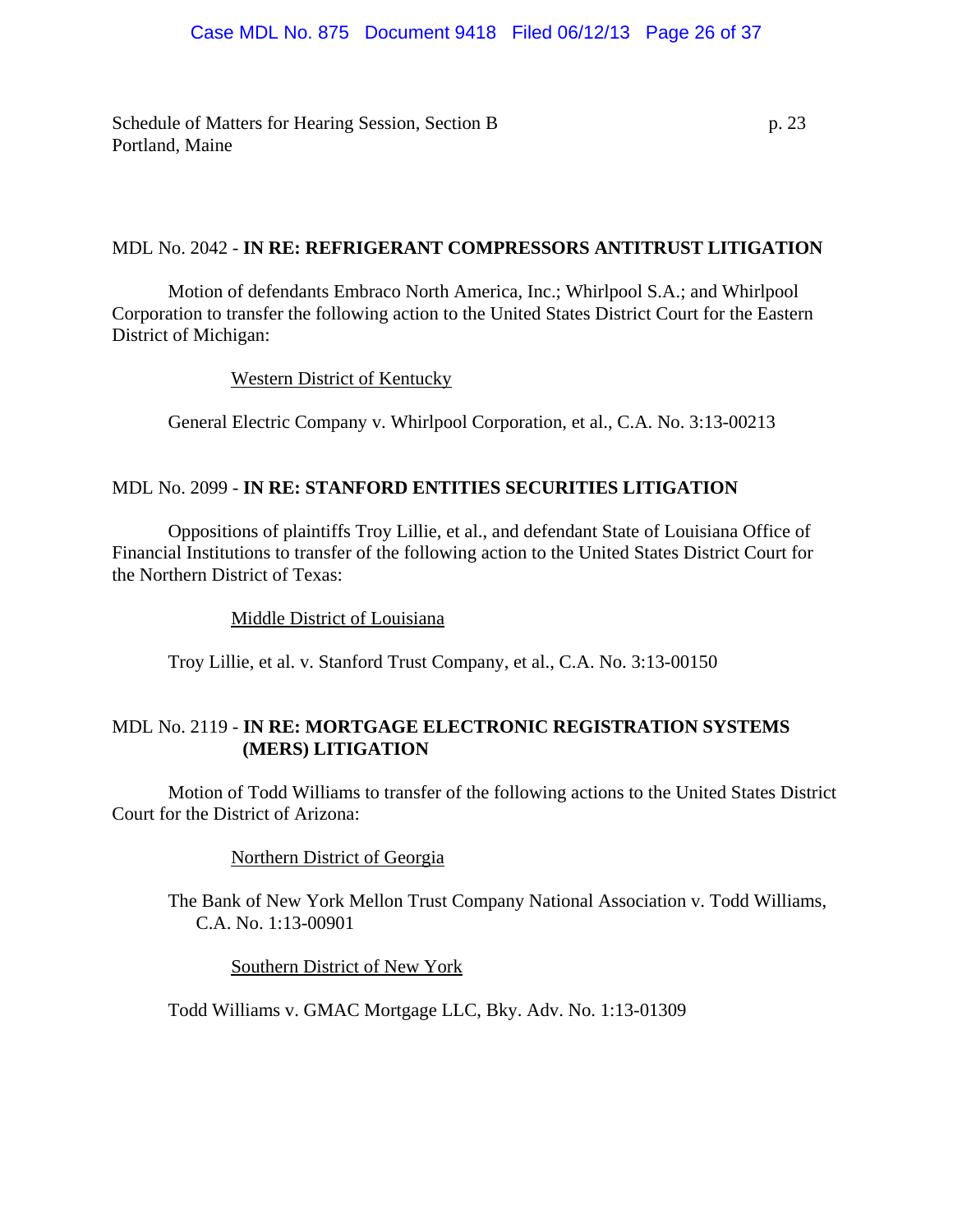MDL No. 2042 - **IN RE: REFRIGERANT COMPRESSORS ANTITRUST LITIGATION**

Motion of defendants Embraco North America, Inc.; Whirlpool S.A.; and Whirlpool Corporation to transfer the following action to the United States District Court for the Eastern District of Michigan:

Western District of Kentucky

General Electric Company v. Whirlpool Corporation, et al., C.A. No. 3:13-00213

MDL No. 2099 - **IN RE: STANFORD ENTITIES SECURITIES LITIGATION**

Oppositions of plaintiffs Troy Lillie, et al., and defendant State of Louisiana Office of Financial Institutions to transfer of the following action to the United States District Court for the Northern District of Texas:

Middle District of Louisiana

Troy Lillie, et al. v. Stanford Trust Company, et al., C.A. No. 3:13-00150

MDL No. 2119 - **IN RE: MORTGAGE ELECTRONIC REGISTRATION SYSTEMS (MERS) LITIGATION**

Motion of Todd Williams to transfer of the following actions to the United States District Court for the District of Arizona:

Northern District of Georgia

The Bank of New York Mellon Trust Company National Association v. Todd Williams, C.A. No. 1:13-00901

Southern District of New York

Todd Williams v. GMAC Mortgage LLC, Bky. Adv. No. 1:13-01309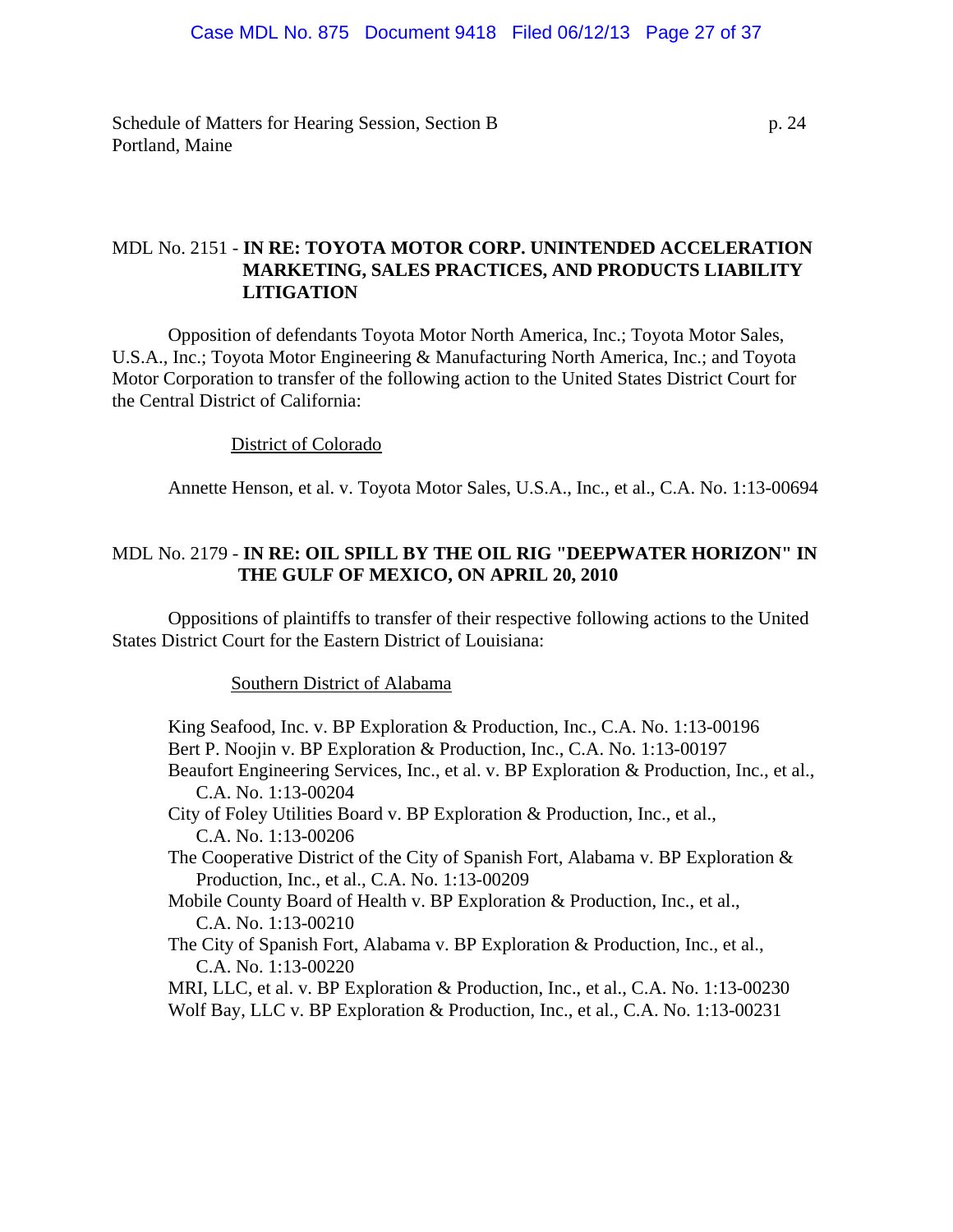## MDL No. 2151 - **IN RE: TOYOTA MOTOR CORP. UNINTENDED ACCELERATION MARKETING, SALES PRACTICES, AND PRODUCTS LIABILITY LITIGATION**

Opposition of defendants Toyota Motor North America, Inc.; Toyota Motor Sales, U.S.A., Inc.; Toyota Motor Engineering & Manufacturing North America, Inc.; and Toyota Motor Corporation to transfer of the following action to the United States District Court for the Central District of California:

District of Colorado

Annette Henson, et al. v. Toyota Motor Sales, U.S.A., Inc., et al., C.A. No. 1:13-00694

## MDL No. 2179 - **IN RE: OIL SPILL BY THE OIL RIG "DEEPWATER HORIZON" IN THE GULF OF MEXICO, ON APRIL 20, 2010**

Oppositions of plaintiffs to transfer of their respective following actions to the United States District Court for the Eastern District of Louisiana:

Southern District of Alabama

King Seafood, Inc. v. BP Exploration & Production, Inc., C.A. No. 1:13-00196
Bert P. Noojin v. BP Exploration & Production, Inc., C.A. No. 1:13-00197
Beaufort Engineering Services, Inc., et al. v. BP Exploration & Production, Inc., et al., C.A. No. 1:13-00204
City of Foley Utilities Board v. BP Exploration & Production, Inc., et al., C.A. No. 1:13-00206
The Cooperative District of the City of Spanish Fort, Alabama v. BP Exploration & Production, Inc., et al., C.A. No. 1:13-00209
Mobile County Board of Health v. BP Exploration & Production, Inc., et al., C.A. No. 1:13-00210
The City of Spanish Fort, Alabama v. BP Exploration & Production, Inc., et al., C.A. No. 1:13-00220
MRI, LLC, et al. v. BP Exploration & Production, Inc., et al., C.A. No. 1:13-00230
Wolf Bay, LLC v. BP Exploration & Production, Inc., et al., C.A. No. 1:13-00231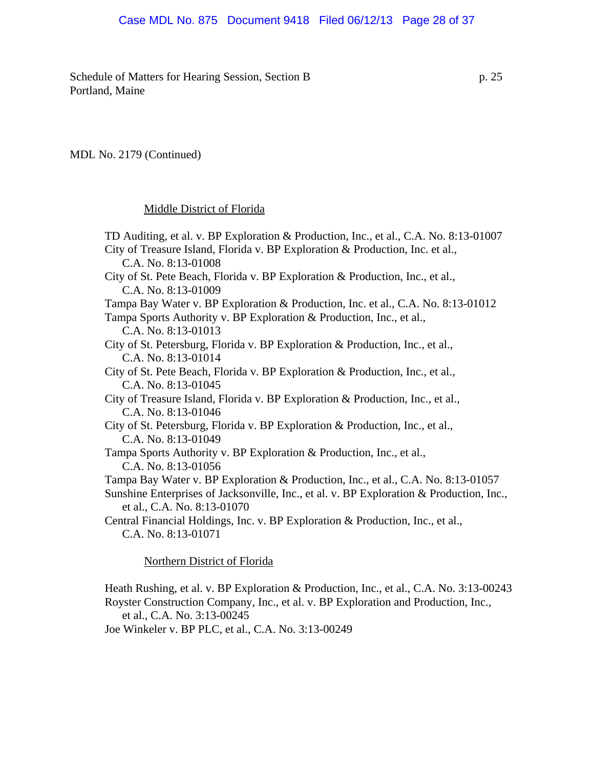Schedule of Matters for Hearing Session, Section B
Portland, Maine

MDL No. 2179 (Continued)

Middle District of Florida

TD Auditing, et al. v. BP Exploration & Production, Inc., et al., C.A. No. 8:13-01007
City of Treasure Island, Florida v. BP Exploration & Production, Inc. et al., C.A. No. 8:13-01008
City of St. Pete Beach, Florida v. BP Exploration & Production, Inc., et al., C.A. No. 8:13-01009
Tampa Bay Water v. BP Exploration & Production, Inc. et al., C.A. No. 8:13-01012
Tampa Sports Authority v. BP Exploration & Production, Inc., et al., C.A. No. 8:13-01013
City of St. Petersburg, Florida v. BP Exploration & Production, Inc., et al., C.A. No. 8:13-01014
City of St. Pete Beach, Florida v. BP Exploration & Production, Inc., et al., C.A. No. 8:13-01045
City of Treasure Island, Florida v. BP Exploration & Production, Inc., et al., C.A. No. 8:13-01046
City of St. Petersburg, Florida v. BP Exploration & Production, Inc., et al., C.A. No. 8:13-01049
Tampa Sports Authority v. BP Exploration & Production, Inc., et al., C.A. No. 8:13-01056
Tampa Bay Water v. BP Exploration & Production, Inc., et al., C.A. No. 8:13-01057
Sunshine Enterprises of Jacksonville, Inc., et al. v. BP Exploration & Production, Inc., et al., C.A. No. 8:13-01070
Central Financial Holdings, Inc. v. BP Exploration & Production, Inc., et al., C.A. No. 8:13-01071

Northern District of Florida

Heath Rushing, et al. v. BP Exploration & Production, Inc., et al., C.A. No. 3:13-00243
Royster Construction Company, Inc., et al. v. BP Exploration and Production, Inc., et al., C.A. No. 3:13-00245
Joe Winkeler v. BP PLC, et al., C.A. No. 3:13-00249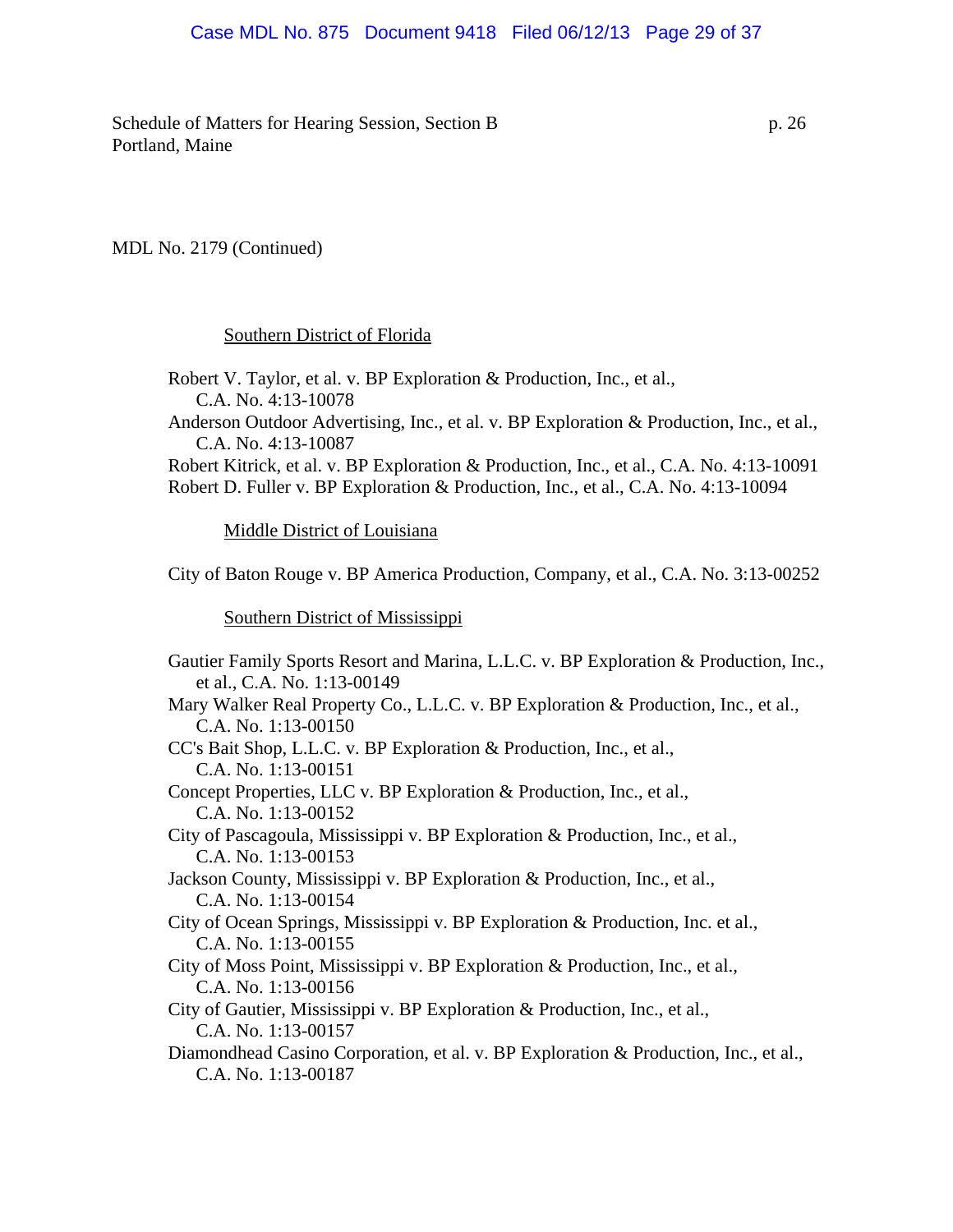Schedule of Matters for Hearing Session, Section B
Portland, Maine

MDL No. 2179 (Continued)

Southern District of Florida

Robert V. Taylor, et al. v. BP Exploration & Production, Inc., et al., C.A. No. 4:13-10078
Anderson Outdoor Advertising, Inc., et al. v. BP Exploration & Production, Inc., et al., C.A. No. 4:13-10087
Robert Kitrick, et al. v. BP Exploration & Production, Inc., et al., C.A. No. 4:13-10091
Robert D. Fuller v. BP Exploration & Production, Inc., et al., C.A. No. 4:13-10094

Middle District of Louisiana

City of Baton Rouge v. BP America Production, Company, et al., C.A. No. 3:13-00252

Southern District of Mississippi

Gautier Family Sports Resort and Marina, L.L.C. v. BP Exploration & Production, Inc., et al., C.A. No. 1:13-00149
Mary Walker Real Property Co., L.L.C. v. BP Exploration & Production, Inc., et al., C.A. No. 1:13-00150
CC's Bait Shop, L.L.C. v. BP Exploration & Production, Inc., et al., C.A. No. 1:13-00151
Concept Properties, LLC v. BP Exploration & Production, Inc., et al., C.A. No. 1:13-00152
City of Pascagoula, Mississippi v. BP Exploration & Production, Inc., et al., C.A. No. 1:13-00153
Jackson County, Mississippi v. BP Exploration & Production, Inc., et al., C.A. No. 1:13-00154
City of Ocean Springs, Mississippi v. BP Exploration & Production, Inc. et al., C.A. No. 1:13-00155
City of Moss Point, Mississippi v. BP Exploration & Production, Inc., et al., C.A. No. 1:13-00156
City of Gautier, Mississippi v. BP Exploration & Production, Inc., et al., C.A. No. 1:13-00157
Diamondhead Casino Corporation, et al. v. BP Exploration & Production, Inc., et al., C.A. No. 1:13-00187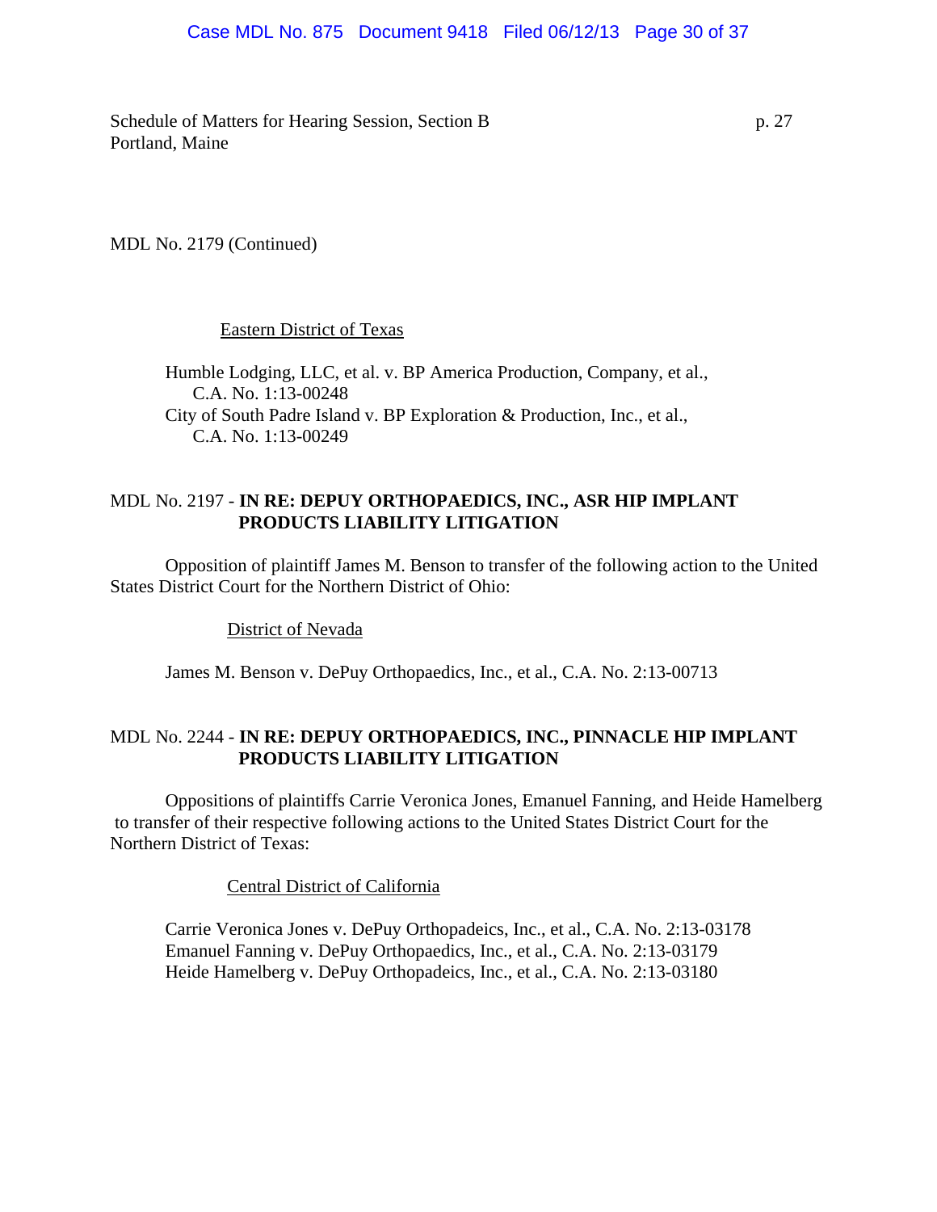MDL No. 2179 (Continued)

Eastern District of Texas

Humble Lodging, LLC, et al. v. BP America Production, Company, et al., C.A. No. 1:13-00248

City of South Padre Island v. BP Exploration & Production, Inc., et al., C.A. No. 1:13-00249

MDL No. 2197 - **IN RE: DEPUY ORTHOPAEDICS, INC., ASR HIP IMPLANT PRODUCTS LIABILITY LITIGATION**

Opposition of plaintiff James M. Benson to transfer of the following action to the United States District Court for the Northern District of Ohio:

District of Nevada

James M. Benson v. DePuy Orthopaedics, Inc., et al., C.A. No. 2:13-00713

MDL No. 2244 - **IN RE: DEPUY ORTHOPAEDICS, INC., PINNACLE HIP IMPLANT PRODUCTS LIABILITY LITIGATION**

Oppositions of plaintiffs Carrie Veronica Jones, Emanuel Fanning, and Heide Hamelberg to transfer of their respective following actions to the United States District Court for the Northern District of Texas:

Central District of California

Carrie Veronica Jones v. DePuy Orthopadeics, Inc., et al., C.A. No. 2:13-03178

Emanuel Fanning v. DePuy Orthopaedics, Inc., et al., C.A. No. 2:13-03179

Heide Hamelberg v. DePuy Orthopadeics, Inc., et al., C.A. No. 2:13-03180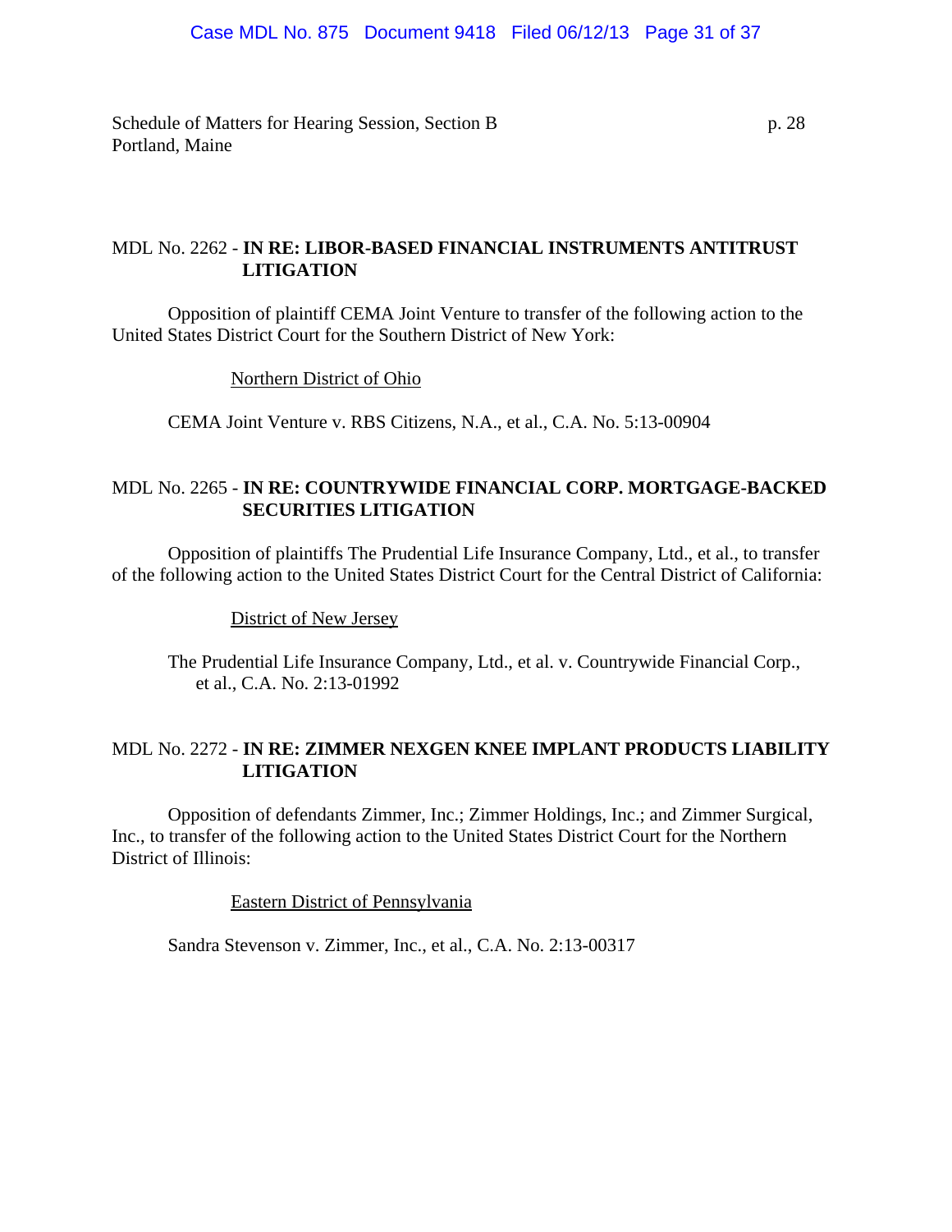Schedule of Matters for Hearing Session, Section B
Portland, Maine

MDL No. 2262 - **IN RE: LIBOR-BASED FINANCIAL INSTRUMENTS ANTITRUST LITIGATION**

Opposition of plaintiff CEMA Joint Venture to transfer of the following action to the United States District Court for the Southern District of New York:

Northern District of Ohio

CEMA Joint Venture v. RBS Citizens, N.A., et al., C.A. No. 5:13-00904

MDL No. 2265 - **IN RE: COUNTRYWIDE FINANCIAL CORP. MORTGAGE-BACKED SECURITIES LITIGATION**

Opposition of plaintiffs The Prudential Life Insurance Company, Ltd., et al., to transfer of the following action to the United States District Court for the Central District of California:

District of New Jersey

The Prudential Life Insurance Company, Ltd., et al. v. Countrywide Financial Corp., et al., C.A. No. 2:13-01992

MDL No. 2272 - **IN RE: ZIMMER NEXGEN KNEE IMPLANT PRODUCTS LIABILITY LITIGATION**

Opposition of defendants Zimmer, Inc.; Zimmer Holdings, Inc.; and Zimmer Surgical, Inc., to transfer of the following action to the United States District Court for the Northern District of Illinois:

Eastern District of Pennsylvania

Sandra Stevenson v. Zimmer, Inc., et al., C.A. No. 2:13-00317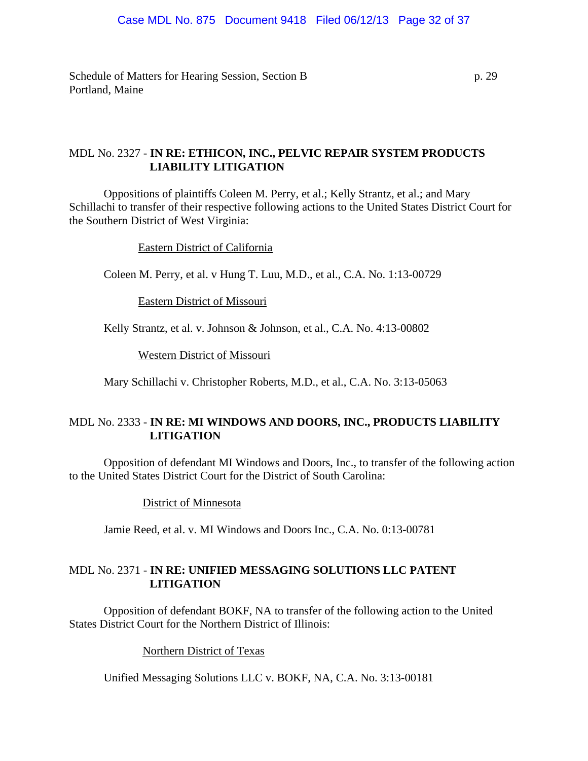Schedule of Matters for Hearing Session, Section B
Portland, Maine

## MDL No. 2327 - **IN RE: ETHICON, INC., PELVIC REPAIR SYSTEM PRODUCTS LIABILITY LITIGATION**

Oppositions of plaintiffs Coleen M. Perry, et al.; Kelly Strantz, et al.; and Mary Schillachi to transfer of their respective following actions to the United States District Court for the Southern District of West Virginia:

Eastern District of California

Coleen M. Perry, et al. v Hung T. Luu, M.D., et al., C.A. No. 1:13-00729

Eastern District of Missouri

Kelly Strantz, et al. v. Johnson & Johnson, et al., C.A. No. 4:13-00802

Western District of Missouri

Mary Schillachi v. Christopher Roberts, M.D., et al., C.A. No. 3:13-05063

## MDL No. 2333 - **IN RE: MI WINDOWS AND DOORS, INC., PRODUCTS LIABILITY LITIGATION**

Opposition of defendant MI Windows and Doors, Inc., to transfer of the following action to the United States District Court for the District of South Carolina:

District of Minnesota

Jamie Reed, et al. v. MI Windows and Doors Inc., C.A. No. 0:13-00781

## MDL No. 2371 - **IN RE: UNIFIED MESSAGING SOLUTIONS LLC PATENT LITIGATION**

Opposition of defendant BOKF, NA to transfer of the following action to the United States District Court for the Northern District of Illinois:

Northern District of Texas

Unified Messaging Solutions LLC v. BOKF, NA, C.A. No. 3:13-00181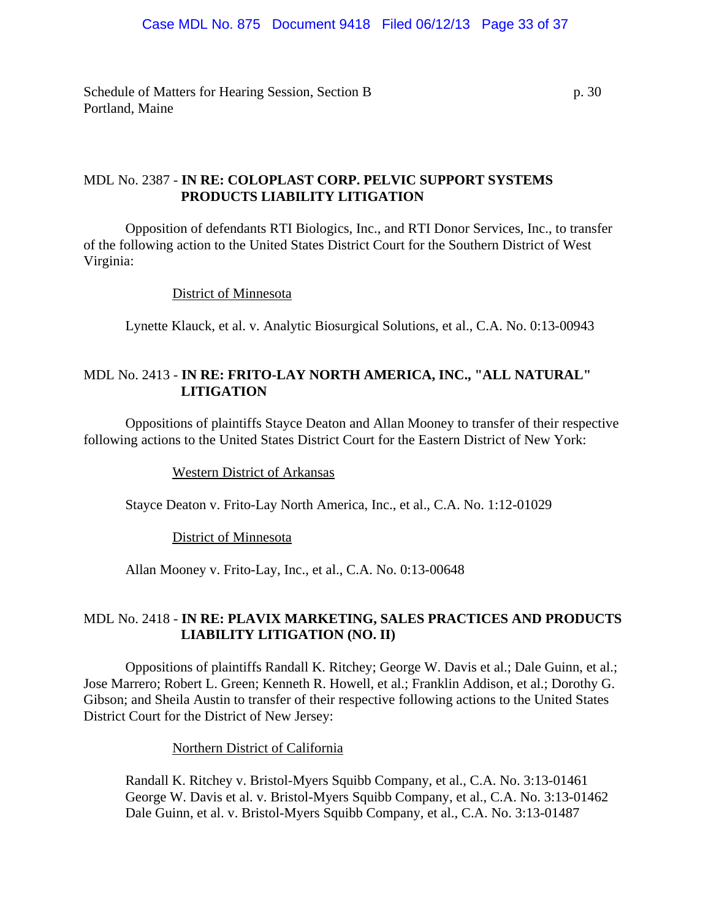## MDL No. 2387 - **IN RE: COLOPLAST CORP. PELVIC SUPPORT SYSTEMS PRODUCTS LIABILITY LITIGATION**

Opposition of defendants RTI Biologics, Inc., and RTI Donor Services, Inc., to transfer of the following action to the United States District Court for the Southern District of West Virginia:

District of Minnesota

Lynette Klauck, et al. v. Analytic Biosurgical Solutions, et al., C.A. No. 0:13-00943

## MDL No. 2413 - **IN RE: FRITO-LAY NORTH AMERICA, INC., "ALL NATURAL" LITIGATION**

Oppositions of plaintiffs Stayce Deaton and Allan Mooney to transfer of their respective following actions to the United States District Court for the Eastern District of New York:

Western District of Arkansas

Stayce Deaton v. Frito-Lay North America, Inc., et al., C.A. No. 1:12-01029

District of Minnesota

Allan Mooney v. Frito-Lay, Inc., et al., C.A. No. 0:13-00648

## MDL No. 2418 - **IN RE: PLAVIX MARKETING, SALES PRACTICES AND PRODUCTS LIABILITY LITIGATION (NO. II)**

Oppositions of plaintiffs Randall K. Ritchey; George W. Davis et al.; Dale Guinn, et al.; Jose Marrero; Robert L. Green; Kenneth R. Howell, et al.; Franklin Addison, et al.; Dorothy G. Gibson; and Sheila Austin to transfer of their respective following actions to the United States District Court for the District of New Jersey:

Northern District of California

Randall K. Ritchey v. Bristol-Myers Squibb Company, et al., C.A. No. 3:13-01461
George W. Davis et al. v. Bristol-Myers Squibb Company, et al., C.A. No. 3:13-01462
Dale Guinn, et al. v. Bristol-Myers Squibb Company, et al., C.A. No. 3:13-01487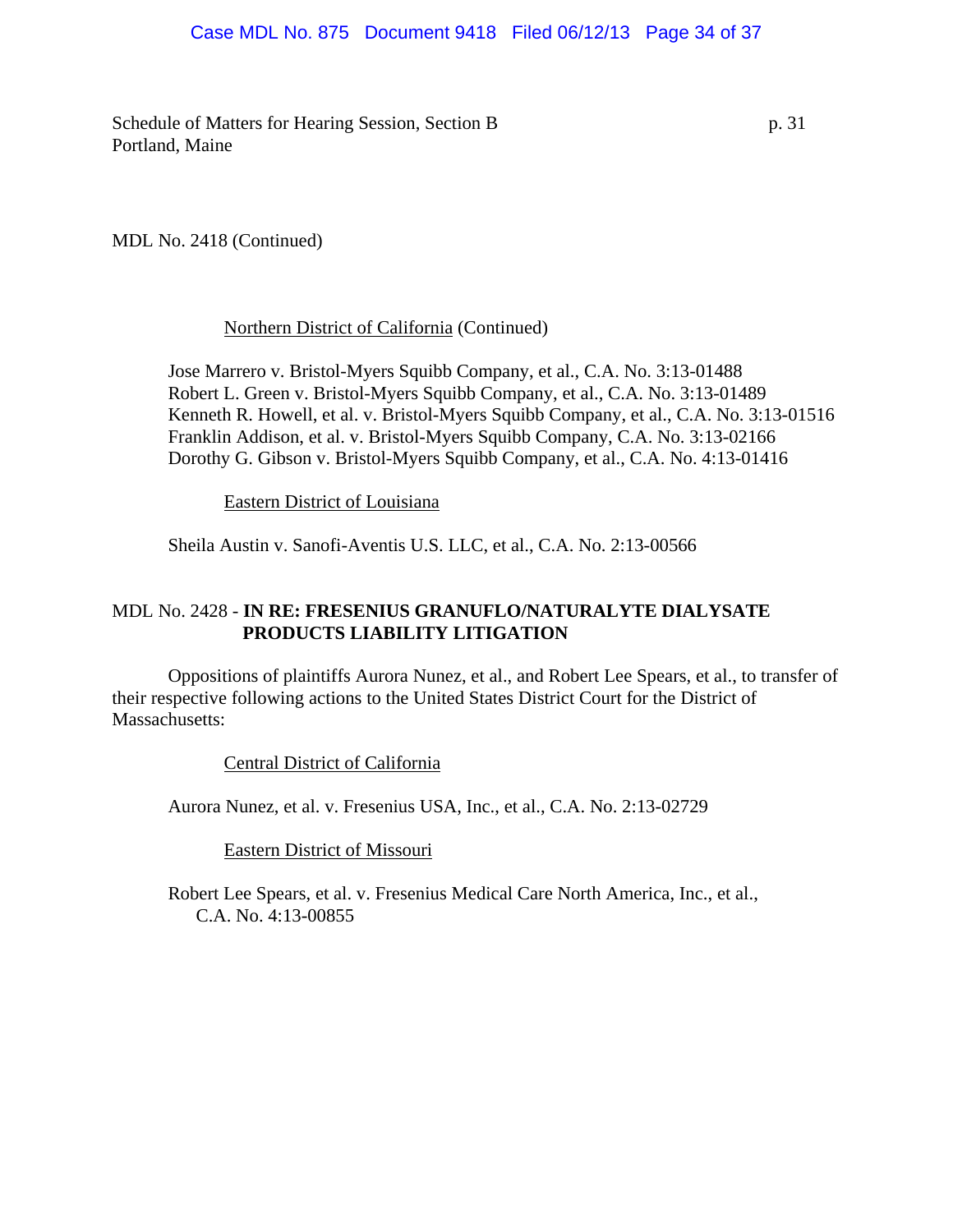MDL No. 2418 (Continued)

Northern District of California (Continued)

Jose Marrero v. Bristol-Myers Squibb Company, et al., C.A. No. 3:13-01488
Robert L. Green v. Bristol-Myers Squibb Company, et al., C.A. No. 3:13-01489
Kenneth R. Howell, et al. v. Bristol-Myers Squibb Company, et al., C.A. No. 3:13-01516
Franklin Addison, et al. v. Bristol-Myers Squibb Company, C.A. No. 3:13-02166
Dorothy G. Gibson v. Bristol-Myers Squibb Company, et al., C.A. No. 4:13-01416

Eastern District of Louisiana

Sheila Austin v. Sanofi-Aventis U.S. LLC, et al., C.A. No. 2:13-00566

MDL No. 2428 - **IN RE: FRESENIUS GRANUFLO/NATURALYTE DIALYSATE PRODUCTS LIABILITY LITIGATION**

Oppositions of plaintiffs Aurora Nunez, et al., and Robert Lee Spears, et al., to transfer of their respective following actions to the United States District Court for the District of Massachusetts:

Central District of California

Aurora Nunez, et al. v. Fresenius USA, Inc., et al., C.A. No. 2:13-02729

Eastern District of Missouri

Robert Lee Spears, et al. v. Fresenius Medical Care North America, Inc., et al., C.A. No. 4:13-00855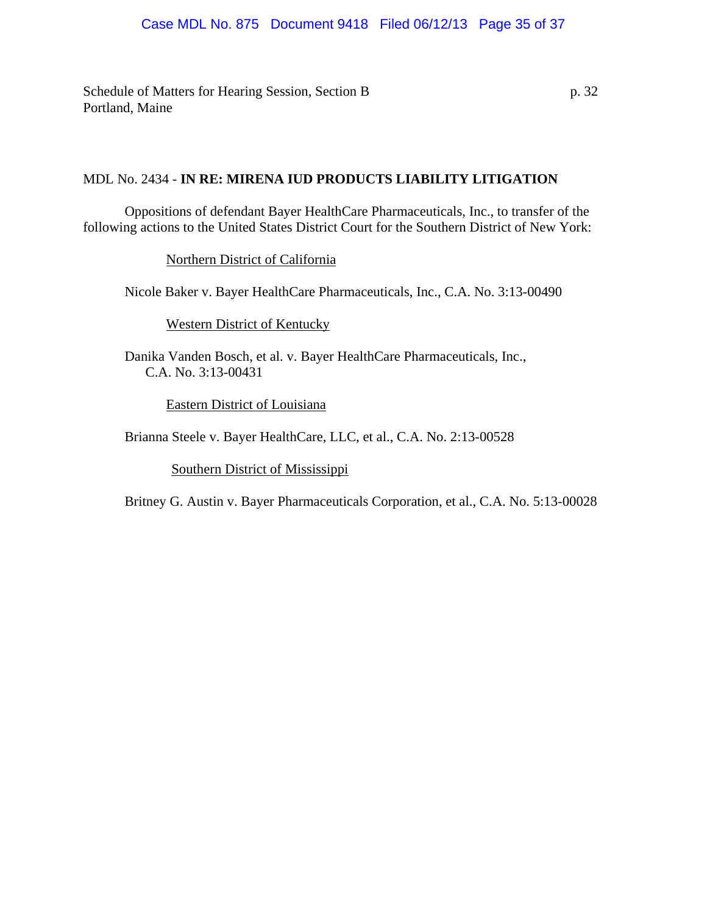MDL No. 2434 - **IN RE: MIRENA IUD PRODUCTS LIABILITY LITIGATION**

Oppositions of defendant Bayer HealthCare Pharmaceuticals, Inc., to transfer of the following actions to the United States District Court for the Southern District of New York:

Northern District of California

Nicole Baker v. Bayer HealthCare Pharmaceuticals, Inc., C.A. No. 3:13-00490

Western District of Kentucky

Danika Vanden Bosch, et al. v. Bayer HealthCare Pharmaceuticals, Inc., C.A. No. 3:13-00431

Eastern District of Louisiana

Brianna Steele v. Bayer HealthCare, LLC, et al., C.A. No. 2:13-00528

Southern District of Mississippi

Britney G. Austin v. Bayer Pharmaceuticals Corporation, et al., C.A. No. 5:13-00028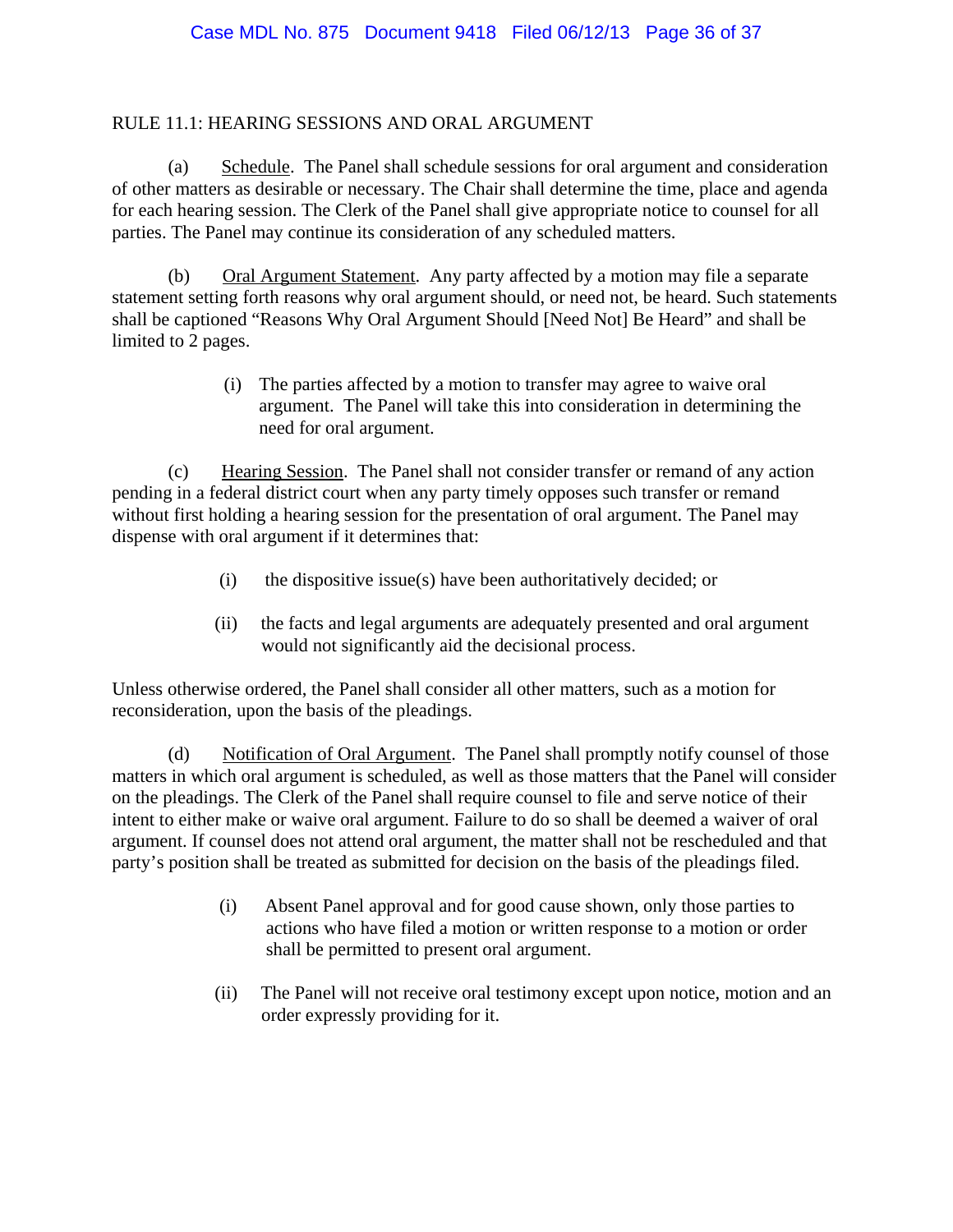RULE 11.1: HEARING SESSIONS AND ORAL ARGUMENT

(a) Schedule. The Panel shall schedule sessions for oral argument and consideration of other matters as desirable or necessary. The Chair shall determine the time, place and agenda for each hearing session. The Clerk of the Panel shall give appropriate notice to counsel for all parties. The Panel may continue its consideration of any scheduled matters.

(b) Oral Argument Statement. Any party affected by a motion may file a separate statement setting forth reasons why oral argument should, or need not, be heard. Such statements shall be captioned "Reasons Why Oral Argument Should [Need Not] Be Heard" and shall be limited to 2 pages.

> (i) The parties affected by a motion to transfer may agree to waive oral argument. The Panel will take this into consideration in determining the need for oral argument.

(c) Hearing Session. The Panel shall not consider transfer or remand of any action pending in a federal district court when any party timely opposes such transfer or remand without first holding a hearing session for the presentation of oral argument. The Panel may dispense with oral argument if it determines that:

> (i) the dispositive issue(s) have been authoritatively decided; or
>
> (ii) the facts and legal arguments are adequately presented and oral argument would not significantly aid the decisional process.

Unless otherwise ordered, the Panel shall consider all other matters, such as a motion for reconsideration, upon the basis of the pleadings.

(d) Notification of Oral Argument. The Panel shall promptly notify counsel of those matters in which oral argument is scheduled, as well as those matters that the Panel will consider on the pleadings. The Clerk of the Panel shall require counsel to file and serve notice of their intent to either make or waive oral argument. Failure to do so shall be deemed a waiver of oral argument. If counsel does not attend oral argument, the matter shall not be rescheduled and that party's position shall be treated as submitted for decision on the basis of the pleadings filed.

> (i) Absent Panel approval and for good cause shown, only those parties to actions who have filed a motion or written response to a motion or order shall be permitted to present oral argument.
>
> (ii) The Panel will not receive oral testimony except upon notice, motion and an order expressly providing for it.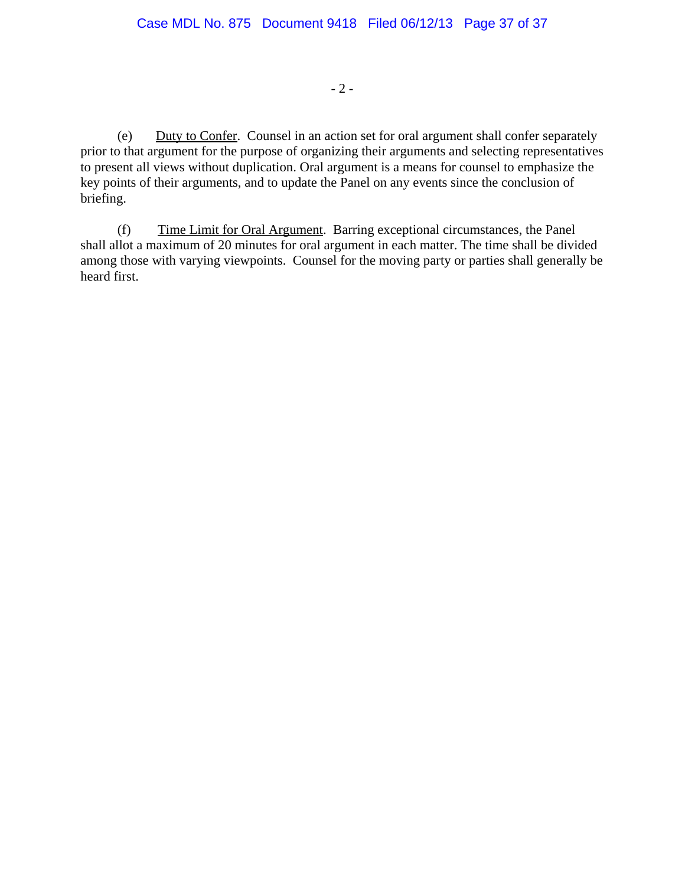(e) Duty to Confer. Counsel in an action set for oral argument shall confer separately prior to that argument for the purpose of organizing their arguments and selecting representatives to present all views without duplication. Oral argument is a means for counsel to emphasize the key points of their arguments, and to update the Panel on any events since the conclusion of briefing.

(f) Time Limit for Oral Argument. Barring exceptional circumstances, the Panel shall allot a maximum of 20 minutes for oral argument in each matter. The time shall be divided among those with varying viewpoints. Counsel for the moving party or parties shall generally be heard first.